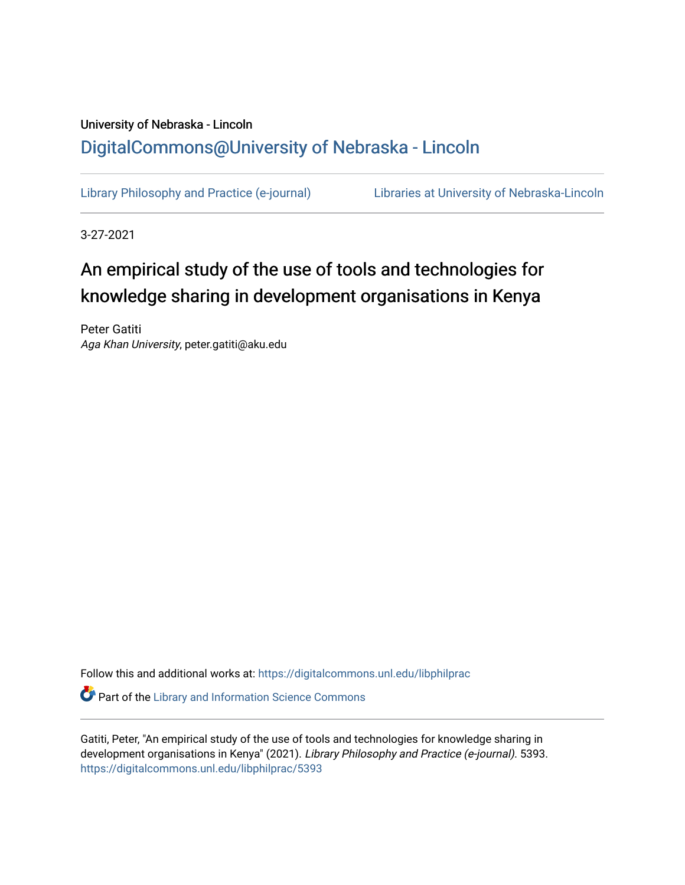University of Nebraska - Lincoln

DigitalCommons@University of Nebraska - Lincoln

Library Philosophy and Practice (e-journal)

Libraries at University of Nebraska-Lincoln

3-27-2021

# An empirical study of the use of tools and technologies for knowledge sharing in development organisations in Kenya

Peter Gatiti
*Aga Khan University*, peter.gatiti@aku.edu

Follow this and additional works at: https://digitalcommons.unl.edu/libphilprac

Part of the Library and Information Science Commons

Gatiti, Peter, "An empirical study of the use of tools and technologies for knowledge sharing in development organisations in Kenya" (2021). *Library Philosophy and Practice (e-journal)*. 5393. https://digitalcommons.unl.edu/libphilprac/5393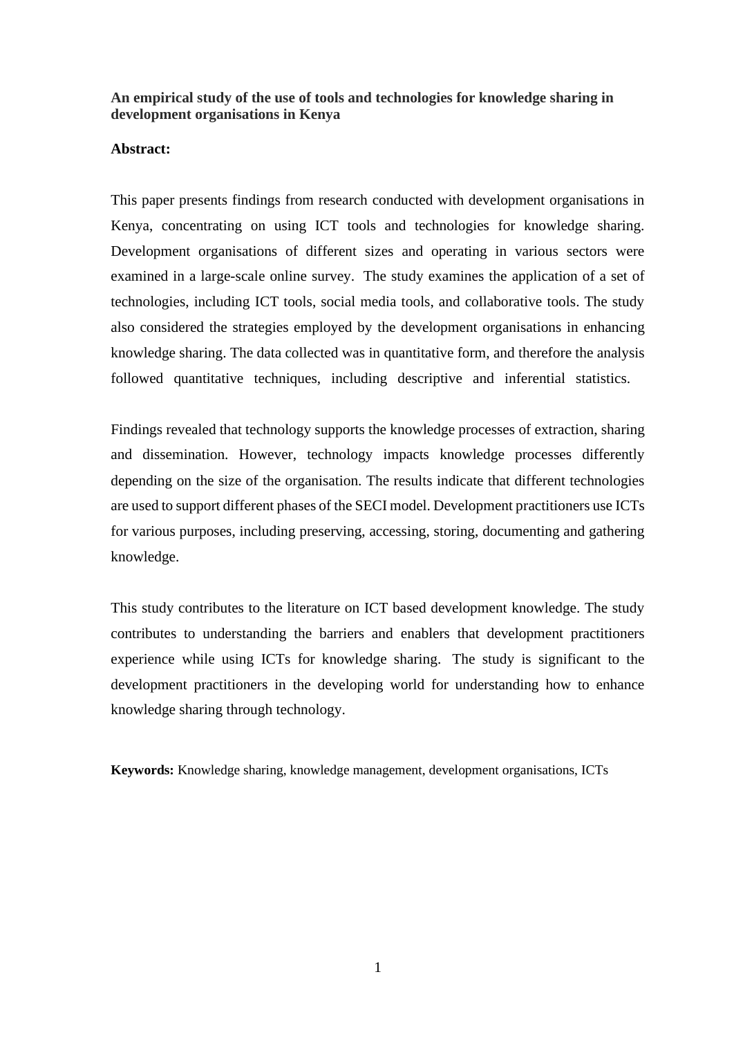**An empirical study of the use of tools and technologies for knowledge sharing in development organisations in Kenya**

**Abstract:**

This paper presents findings from research conducted with development organisations in Kenya, concentrating on using ICT tools and technologies for knowledge sharing. Development organisations of different sizes and operating in various sectors were examined in a large-scale online survey. The study examines the application of a set of technologies, including ICT tools, social media tools, and collaborative tools. The study also considered the strategies employed by the development organisations in enhancing knowledge sharing. The data collected was in quantitative form, and therefore the analysis followed quantitative techniques, including descriptive and inferential statistics.

Findings revealed that technology supports the knowledge processes of extraction, sharing and dissemination. However, technology impacts knowledge processes differently depending on the size of the organisation. The results indicate that different technologies are used to support different phases of the SECI model. Development practitioners use ICTs for various purposes, including preserving, accessing, storing, documenting and gathering knowledge.

This study contributes to the literature on ICT based development knowledge. The study contributes to understanding the barriers and enablers that development practitioners experience while using ICTs for knowledge sharing. The study is significant to the development practitioners in the developing world for understanding how to enhance knowledge sharing through technology.

**Keywords:** Knowledge sharing, knowledge management, development organisations, ICTs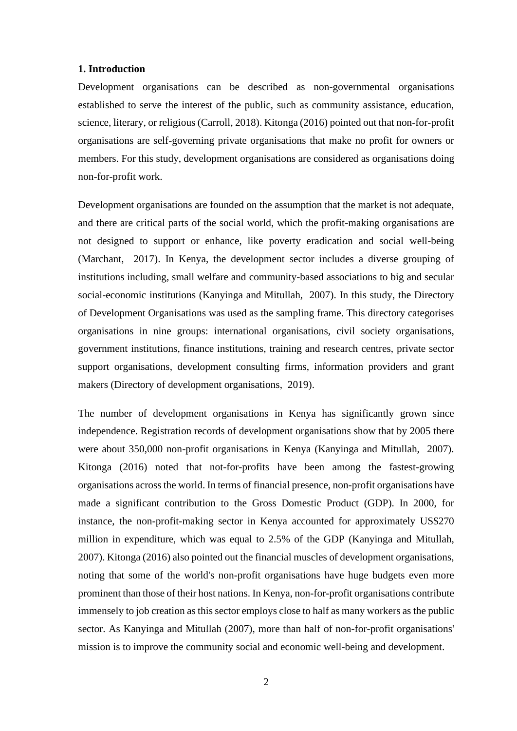**1. Introduction**

Development organisations can be described as non-governmental organisations established to serve the interest of the public, such as community assistance, education, science, literary, or religious (Carroll, 2018). Kitonga (2016) pointed out that non-for-profit organisations are self-governing private organisations that make no profit for owners or members. For this study, development organisations are considered as organisations doing non-for-profit work.

Development organisations are founded on the assumption that the market is not adequate, and there are critical parts of the social world, which the profit-making organisations are not designed to support or enhance, like poverty eradication and social well-being (Marchant, 2017). In Kenya, the development sector includes a diverse grouping of institutions including, small welfare and community-based associations to big and secular social-economic institutions (Kanyinga and Mitullah, 2007). In this study, the Directory of Development Organisations was used as the sampling frame. This directory categorises organisations in nine groups: international organisations, civil society organisations, government institutions, finance institutions, training and research centres, private sector support organisations, development consulting firms, information providers and grant makers (Directory of development organisations, 2019).

The number of development organisations in Kenya has significantly grown since independence. Registration records of development organisations show that by 2005 there were about 350,000 non-profit organisations in Kenya (Kanyinga and Mitullah, 2007). Kitonga (2016) noted that not-for-profits have been among the fastest-growing organisations across the world. In terms of financial presence, non-profit organisations have made a significant contribution to the Gross Domestic Product (GDP). In 2000, for instance, the non-profit-making sector in Kenya accounted for approximately US$270 million in expenditure, which was equal to 2.5% of the GDP (Kanyinga and Mitullah, 2007). Kitonga (2016) also pointed out the financial muscles of development organisations, noting that some of the world's non-profit organisations have huge budgets even more prominent than those of their host nations. In Kenya, non-for-profit organisations contribute immensely to job creation as this sector employs close to half as many workers as the public sector. As Kanyinga and Mitullah (2007), more than half of non-for-profit organisations' mission is to improve the community social and economic well-being and development.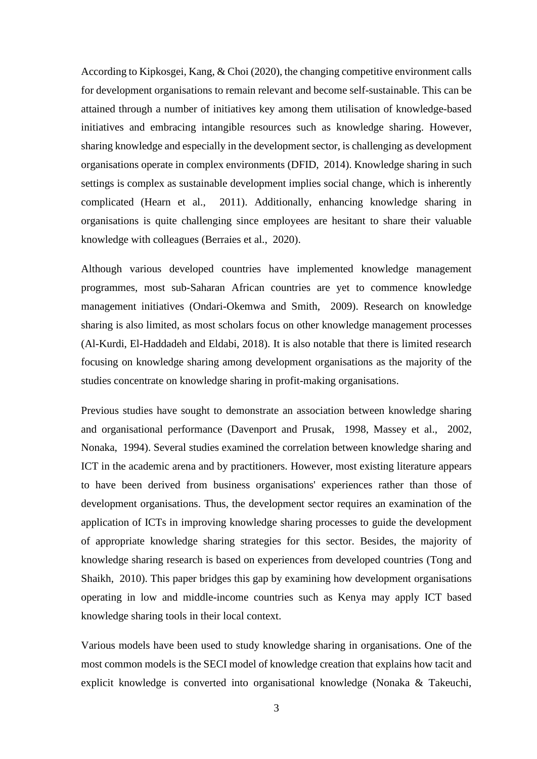According to Kipkosgei, Kang, & Choi (2020), the changing competitive environment calls for development organisations to remain relevant and become self-sustainable. This can be attained through a number of initiatives key among them utilisation of knowledge-based initiatives and embracing intangible resources such as knowledge sharing. However, sharing knowledge and especially in the development sector, is challenging as development organisations operate in complex environments (DFID, 2014). Knowledge sharing in such settings is complex as sustainable development implies social change, which is inherently complicated (Hearn et al., 2011). Additionally, enhancing knowledge sharing in organisations is quite challenging since employees are hesitant to share their valuable knowledge with colleagues (Berraies et al., 2020).

Although various developed countries have implemented knowledge management programmes, most sub-Saharan African countries are yet to commence knowledge management initiatives (Ondari-Okemwa and Smith, 2009). Research on knowledge sharing is also limited, as most scholars focus on other knowledge management processes (Al-Kurdi, El-Haddadeh and Eldabi, 2018). It is also notable that there is limited research focusing on knowledge sharing among development organisations as the majority of the studies concentrate on knowledge sharing in profit-making organisations.

Previous studies have sought to demonstrate an association between knowledge sharing and organisational performance (Davenport and Prusak, 1998, Massey et al., 2002, Nonaka, 1994). Several studies examined the correlation between knowledge sharing and ICT in the academic arena and by practitioners. However, most existing literature appears to have been derived from business organisations' experiences rather than those of development organisations. Thus, the development sector requires an examination of the application of ICTs in improving knowledge sharing processes to guide the development of appropriate knowledge sharing strategies for this sector. Besides, the majority of knowledge sharing research is based on experiences from developed countries (Tong and Shaikh, 2010). This paper bridges this gap by examining how development organisations operating in low and middle-income countries such as Kenya may apply ICT based knowledge sharing tools in their local context.

Various models have been used to study knowledge sharing in organisations. One of the most common models is the SECI model of knowledge creation that explains how tacit and explicit knowledge is converted into organisational knowledge (Nonaka & Takeuchi,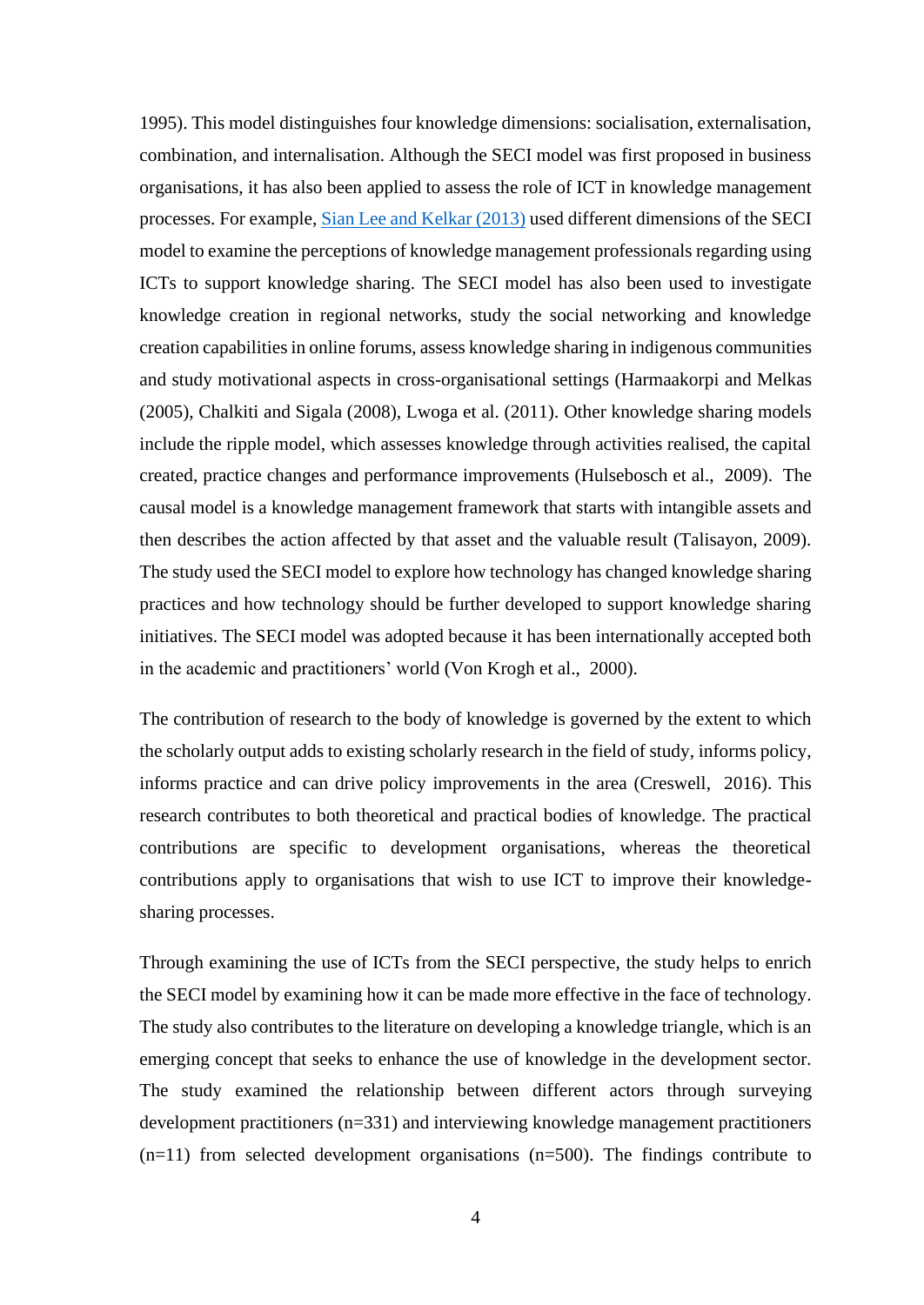1995). This model distinguishes four knowledge dimensions: socialisation, externalisation, combination, and internalisation. Although the SECI model was first proposed in business organisations, it has also been applied to assess the role of ICT in knowledge management processes. For example, Sian Lee and Kelkar (2013) used different dimensions of the SECI model to examine the perceptions of knowledge management professionals regarding using ICTs to support knowledge sharing. The SECI model has also been used to investigate knowledge creation in regional networks, study the social networking and knowledge creation capabilities in online forums, assess knowledge sharing in indigenous communities and study motivational aspects in cross-organisational settings (Harmaakorpi and Melkas (2005), Chalkiti and Sigala (2008), Lwoga et al. (2011). Other knowledge sharing models include the ripple model, which assesses knowledge through activities realised, the capital created, practice changes and performance improvements (Hulsebosch et al., 2009). The causal model is a knowledge management framework that starts with intangible assets and then describes the action affected by that asset and the valuable result (Talisayon, 2009). The study used the SECI model to explore how technology has changed knowledge sharing practices and how technology should be further developed to support knowledge sharing initiatives. The SECI model was adopted because it has been internationally accepted both in the academic and practitioners' world (Von Krogh et al., 2000).

The contribution of research to the body of knowledge is governed by the extent to which the scholarly output adds to existing scholarly research in the field of study, informs policy, informs practice and can drive policy improvements in the area (Creswell, 2016). This research contributes to both theoretical and practical bodies of knowledge. The practical contributions are specific to development organisations, whereas the theoretical contributions apply to organisations that wish to use ICT to improve their knowledge-sharing processes.

Through examining the use of ICTs from the SECI perspective, the study helps to enrich the SECI model by examining how it can be made more effective in the face of technology. The study also contributes to the literature on developing a knowledge triangle, which is an emerging concept that seeks to enhance the use of knowledge in the development sector. The study examined the relationship between different actors through surveying development practitioners (n=331) and interviewing knowledge management practitioners (n=11) from selected development organisations (n=500). The findings contribute to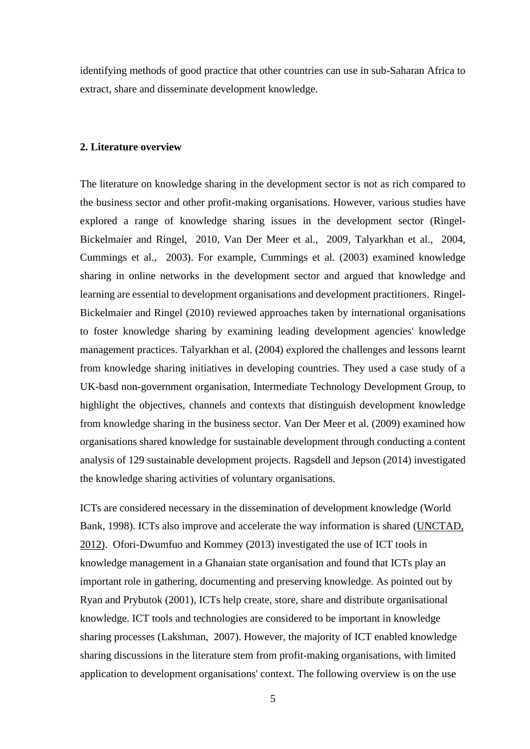identifying methods of good practice that other countries can use in sub-Saharan Africa to extract, share and disseminate development knowledge.

## 2. Literature overview

The literature on knowledge sharing in the development sector is not as rich compared to the business sector and other profit-making organisations. However, various studies have explored a range of knowledge sharing issues in the development sector (Ringel-Bickelmaier and Ringel, 2010, Van Der Meer et al., 2009, Talyarkhan et al., 2004, Cummings et al., 2003). For example, Cummings et al. (2003) examined knowledge sharing in online networks in the development sector and argued that knowledge and learning are essential to development organisations and development practitioners. Ringel-Bickelmaier and Ringel (2010) reviewed approaches taken by international organisations to foster knowledge sharing by examining leading development agencies' knowledge management practices. Talyarkhan et al. (2004) explored the challenges and lessons learnt from knowledge sharing initiatives in developing countries. They used a case study of a UK-basd non-government organisation, Intermediate Technology Development Group, to highlight the objectives, channels and contexts that distinguish development knowledge from knowledge sharing in the business sector. Van Der Meer et al. (2009) examined how organisations shared knowledge for sustainable development through conducting a content analysis of 129 sustainable development projects. Ragsdell and Jepson (2014) investigated the knowledge sharing activities of voluntary organisations.

ICTs are considered necessary in the dissemination of development knowledge (World Bank, 1998). ICTs also improve and accelerate the way information is shared (UNCTAD, 2012). Ofori-Dwumfuo and Kommey (2013) investigated the use of ICT tools in knowledge management in a Ghanaian state organisation and found that ICTs play an important role in gathering, documenting and preserving knowledge. As pointed out by Ryan and Prybutok (2001), ICTs help create, store, share and distribute organisational knowledge. ICT tools and technologies are considered to be important in knowledge sharing processes (Lakshman, 2007). However, the majority of ICT enabled knowledge sharing discussions in the literature stem from profit-making organisations, with limited application to development organisations' context. The following overview is on the use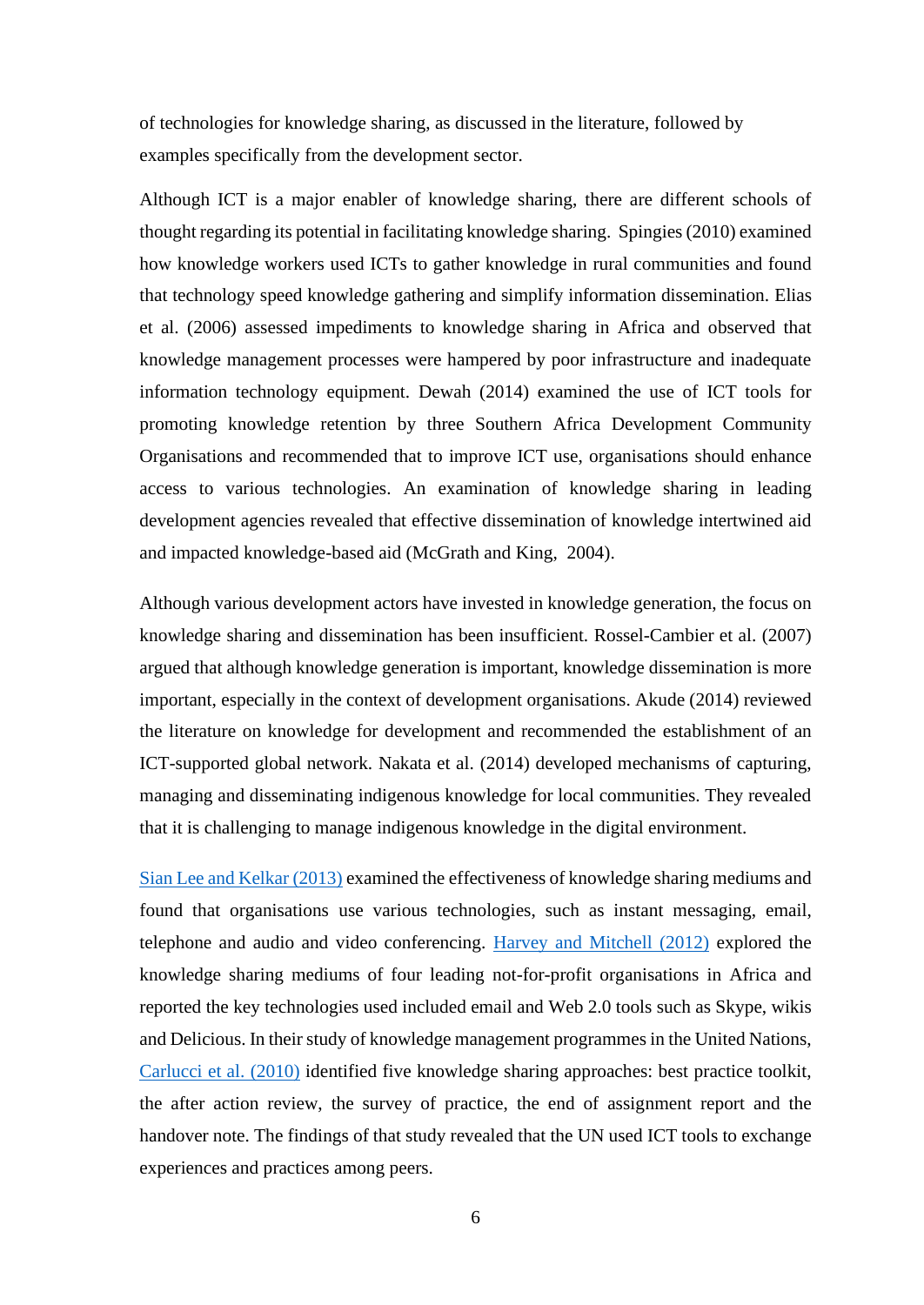of technologies for knowledge sharing, as discussed in the literature, followed by examples specifically from the development sector.

Although ICT is a major enabler of knowledge sharing, there are different schools of thought regarding its potential in facilitating knowledge sharing. Spingies (2010) examined how knowledge workers used ICTs to gather knowledge in rural communities and found that technology speed knowledge gathering and simplify information dissemination. Elias et al. (2006) assessed impediments to knowledge sharing in Africa and observed that knowledge management processes were hampered by poor infrastructure and inadequate information technology equipment. Dewah (2014) examined the use of ICT tools for promoting knowledge retention by three Southern Africa Development Community Organisations and recommended that to improve ICT use, organisations should enhance access to various technologies. An examination of knowledge sharing in leading development agencies revealed that effective dissemination of knowledge intertwined aid and impacted knowledge-based aid (McGrath and King, 2004).

Although various development actors have invested in knowledge generation, the focus on knowledge sharing and dissemination has been insufficient. Rossel-Cambier et al. (2007) argued that although knowledge generation is important, knowledge dissemination is more important, especially in the context of development organisations. Akude (2014) reviewed the literature on knowledge for development and recommended the establishment of an ICT-supported global network. Nakata et al. (2014) developed mechanisms of capturing, managing and disseminating indigenous knowledge for local communities. They revealed that it is challenging to manage indigenous knowledge in the digital environment.

Sian Lee and Kelkar (2013) examined the effectiveness of knowledge sharing mediums and found that organisations use various technologies, such as instant messaging, email, telephone and audio and video conferencing. Harvey and Mitchell (2012) explored the knowledge sharing mediums of four leading not-for-profit organisations in Africa and reported the key technologies used included email and Web 2.0 tools such as Skype, wikis and Delicious. In their study of knowledge management programmes in the United Nations, Carlucci et al. (2010) identified five knowledge sharing approaches: best practice toolkit, the after action review, the survey of practice, the end of assignment report and the handover note. The findings of that study revealed that the UN used ICT tools to exchange experiences and practices among peers.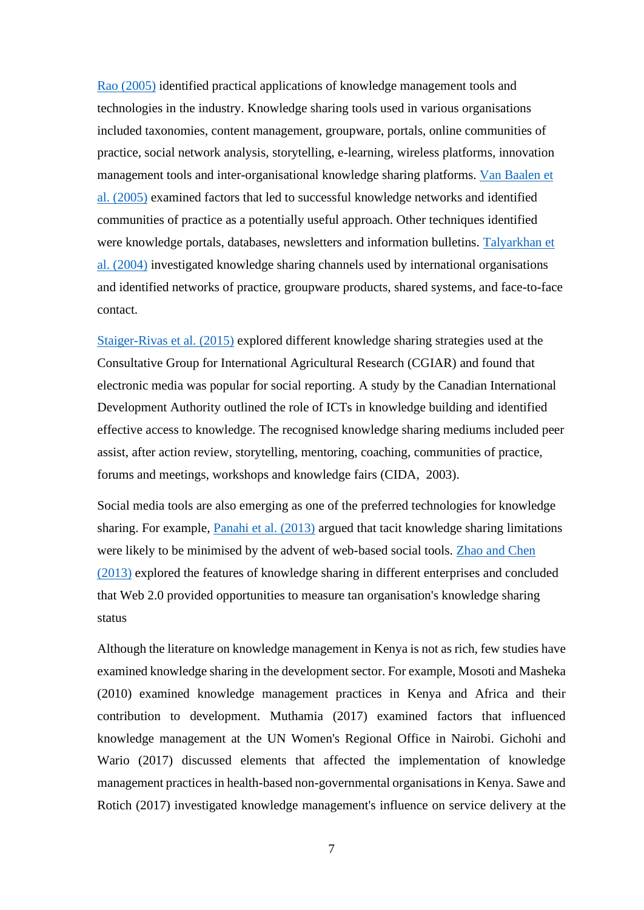Rao (2005) identified practical applications of knowledge management tools and technologies in the industry. Knowledge sharing tools used in various organisations included taxonomies, content management, groupware, portals, online communities of practice, social network analysis, storytelling, e-learning, wireless platforms, innovation management tools and inter-organisational knowledge sharing platforms. Van Baalen et al. (2005) examined factors that led to successful knowledge networks and identified communities of practice as a potentially useful approach. Other techniques identified were knowledge portals, databases, newsletters and information bulletins. Talyarkhan et al. (2004) investigated knowledge sharing channels used by international organisations and identified networks of practice, groupware products, shared systems, and face-to-face contact.

Staiger-Rivas et al. (2015) explored different knowledge sharing strategies used at the Consultative Group for International Agricultural Research (CGIAR) and found that electronic media was popular for social reporting. A study by the Canadian International Development Authority outlined the role of ICTs in knowledge building and identified effective access to knowledge. The recognised knowledge sharing mediums included peer assist, after action review, storytelling, mentoring, coaching, communities of practice, forums and meetings, workshops and knowledge fairs (CIDA, 2003).

Social media tools are also emerging as one of the preferred technologies for knowledge sharing. For example, Panahi et al. (2013) argued that tacit knowledge sharing limitations were likely to be minimised by the advent of web-based social tools. Zhao and Chen (2013) explored the features of knowledge sharing in different enterprises and concluded that Web 2.0 provided opportunities to measure tan organisation's knowledge sharing status

Although the literature on knowledge management in Kenya is not as rich, few studies have examined knowledge sharing in the development sector. For example, Mosoti and Masheka (2010) examined knowledge management practices in Kenya and Africa and their contribution to development. Muthamia (2017) examined factors that influenced knowledge management at the UN Women's Regional Office in Nairobi. Gichohi and Wario (2017) discussed elements that affected the implementation of knowledge management practices in health-based non-governmental organisations in Kenya. Sawe and Rotich (2017) investigated knowledge management's influence on service delivery at the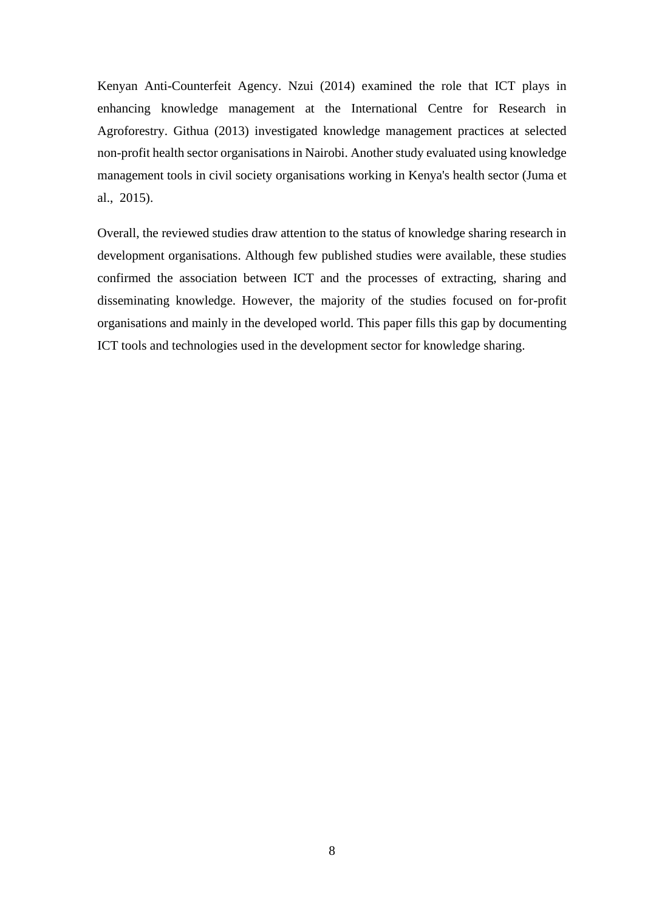Kenyan Anti-Counterfeit Agency. Nzui (2014) examined the role that ICT plays in enhancing knowledge management at the International Centre for Research in Agroforestry. Githua (2013) investigated knowledge management practices at selected non-profit health sector organisations in Nairobi. Another study evaluated using knowledge management tools in civil society organisations working in Kenya's health sector (Juma et al., 2015).

Overall, the reviewed studies draw attention to the status of knowledge sharing research in development organisations. Although few published studies were available, these studies confirmed the association between ICT and the processes of extracting, sharing and disseminating knowledge. However, the majority of the studies focused on for-profit organisations and mainly in the developed world. This paper fills this gap by documenting ICT tools and technologies used in the development sector for knowledge sharing.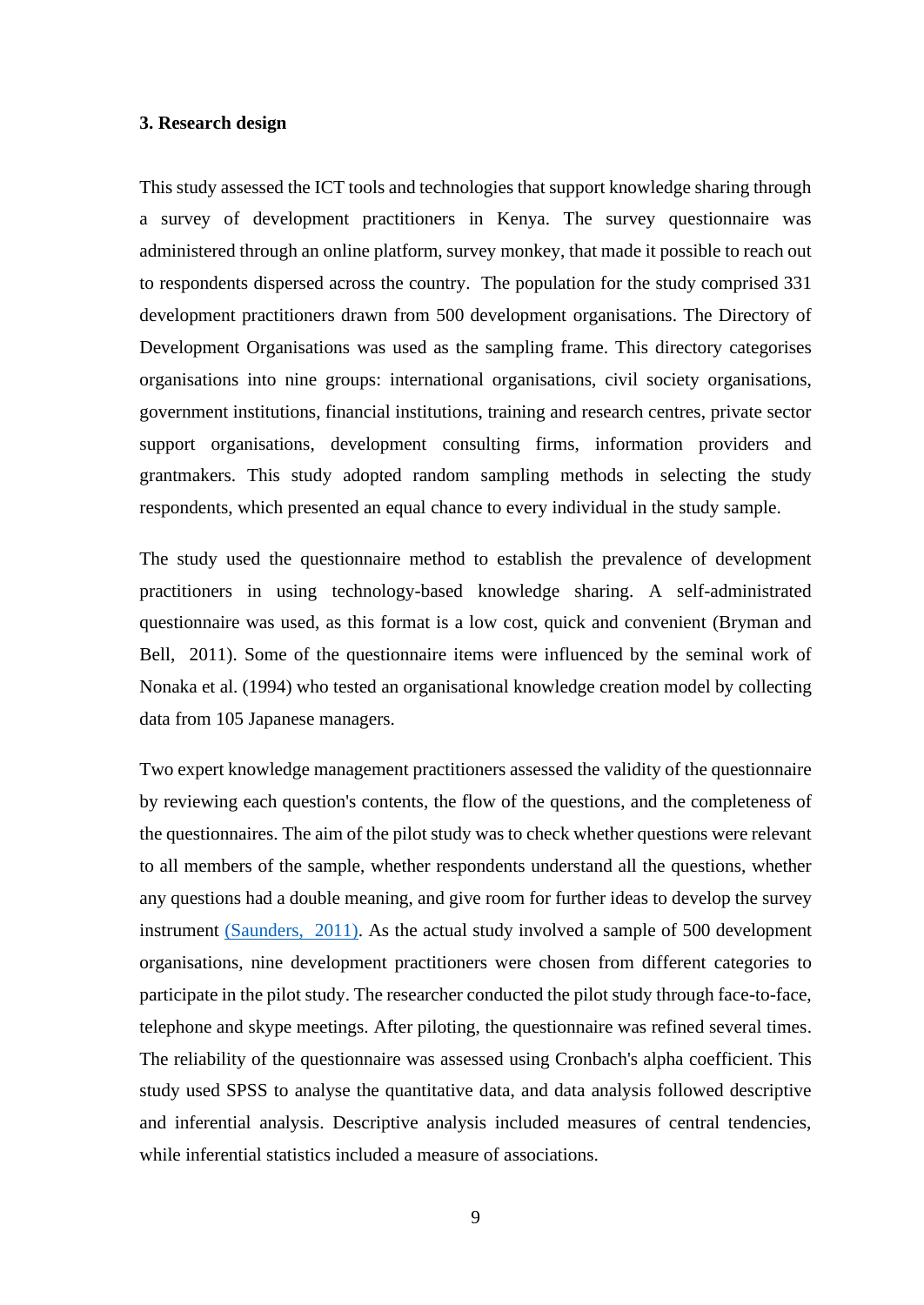### 3. Research design

This study assessed the ICT tools and technologies that support knowledge sharing through a survey of development practitioners in Kenya. The survey questionnaire was administered through an online platform, survey monkey, that made it possible to reach out to respondents dispersed across the country. The population for the study comprised 331 development practitioners drawn from 500 development organisations. The Directory of Development Organisations was used as the sampling frame. This directory categorises organisations into nine groups: international organisations, civil society organisations, government institutions, financial institutions, training and research centres, private sector support organisations, development consulting firms, information providers and grantmakers. This study adopted random sampling methods in selecting the study respondents, which presented an equal chance to every individual in the study sample.

The study used the questionnaire method to establish the prevalence of development practitioners in using technology-based knowledge sharing. A self-administrated questionnaire was used, as this format is a low cost, quick and convenient (Bryman and Bell, 2011). Some of the questionnaire items were influenced by the seminal work of Nonaka et al. (1994) who tested an organisational knowledge creation model by collecting data from 105 Japanese managers.

Two expert knowledge management practitioners assessed the validity of the questionnaire by reviewing each question's contents, the flow of the questions, and the completeness of the questionnaires. The aim of the pilot study was to check whether questions were relevant to all members of the sample, whether respondents understand all the questions, whether any questions had a double meaning, and give room for further ideas to develop the survey instrument (Saunders, 2011). As the actual study involved a sample of 500 development organisations, nine development practitioners were chosen from different categories to participate in the pilot study. The researcher conducted the pilot study through face-to-face, telephone and skype meetings. After piloting, the questionnaire was refined several times. The reliability of the questionnaire was assessed using Cronbach's alpha coefficient. This study used SPSS to analyse the quantitative data, and data analysis followed descriptive and inferential analysis. Descriptive analysis included measures of central tendencies, while inferential statistics included a measure of associations.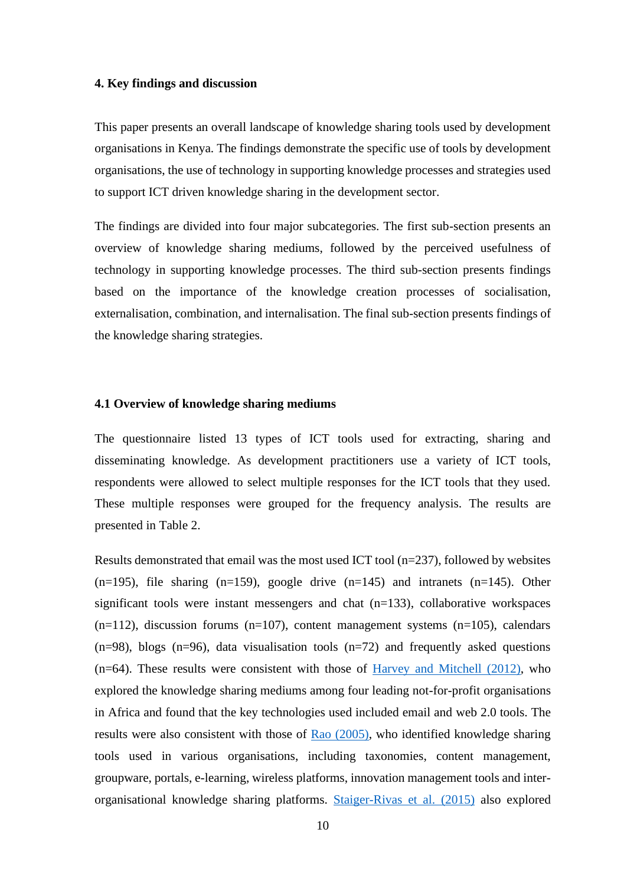**4. Key findings and discussion**

This paper presents an overall landscape of knowledge sharing tools used by development organisations in Kenya. The findings demonstrate the specific use of tools by development organisations, the use of technology in supporting knowledge processes and strategies used to support ICT driven knowledge sharing in the development sector.

The findings are divided into four major subcategories. The first sub-section presents an overview of knowledge sharing mediums, followed by the perceived usefulness of technology in supporting knowledge processes. The third sub-section presents findings based on the importance of the knowledge creation processes of socialisation, externalisation, combination, and internalisation. The final sub-section presents findings of the knowledge sharing strategies.

**4.1 Overview of knowledge sharing mediums**

The questionnaire listed 13 types of ICT tools used for extracting, sharing and disseminating knowledge. As development practitioners use a variety of ICT tools, respondents were allowed to select multiple responses for the ICT tools that they used. These multiple responses were grouped for the frequency analysis. The results are presented in Table 2.

Results demonstrated that email was the most used ICT tool (n=237), followed by websites (n=195), file sharing (n=159), google drive (n=145) and intranets (n=145). Other significant tools were instant messengers and chat (n=133), collaborative workspaces (n=112), discussion forums (n=107), content management systems (n=105), calendars (n=98), blogs (n=96), data visualisation tools (n=72) and frequently asked questions (n=64). These results were consistent with those of Harvey and Mitchell (2012), who explored the knowledge sharing mediums among four leading not-for-profit organisations in Africa and found that the key technologies used included email and web 2.0 tools. The results were also consistent with those of Rao (2005), who identified knowledge sharing tools used in various organisations, including taxonomies, content management, groupware, portals, e-learning, wireless platforms, innovation management tools and inter-organisational knowledge sharing platforms. Staiger-Rivas et al. (2015) also explored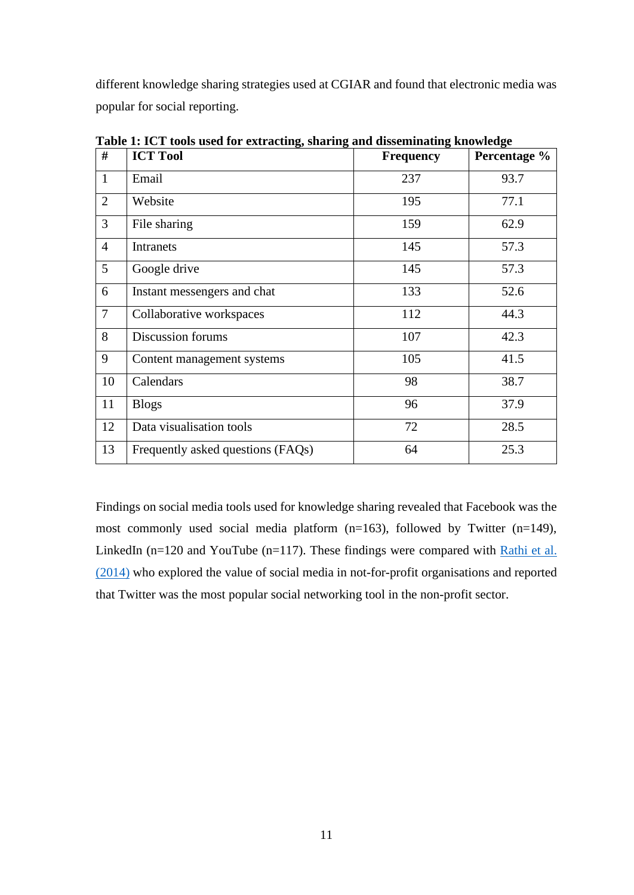different knowledge sharing strategies used at CGIAR and found that electronic media was popular for social reporting.

**Table 1: ICT tools used for extracting, sharing and disseminating knowledge**

| # | ICT Tool | Frequency | Percentage % |
|---|---|---|---|
| 1 | Email | 237 | 93.7 |
| 2 | Website | 195 | 77.1 |
| 3 | File sharing | 159 | 62.9 |
| 4 | Intranets | 145 | 57.3 |
| 5 | Google drive | 145 | 57.3 |
| 6 | Instant messengers and chat | 133 | 52.6 |
| 7 | Collaborative workspaces | 112 | 44.3 |
| 8 | Discussion forums | 107 | 42.3 |
| 9 | Content management systems | 105 | 41.5 |
| 10 | Calendars | 98 | 38.7 |
| 11 | Blogs | 96 | 37.9 |
| 12 | Data visualisation tools | 72 | 28.5 |
| 13 | Frequently asked questions (FAQs) | 64 | 25.3 |

Findings on social media tools used for knowledge sharing revealed that Facebook was the most commonly used social media platform (n=163), followed by Twitter (n=149), LinkedIn (n=120 and YouTube (n=117). These findings were compared with Rathi et al. (2014) who explored the value of social media in not-for-profit organisations and reported that Twitter was the most popular social networking tool in the non-profit sector.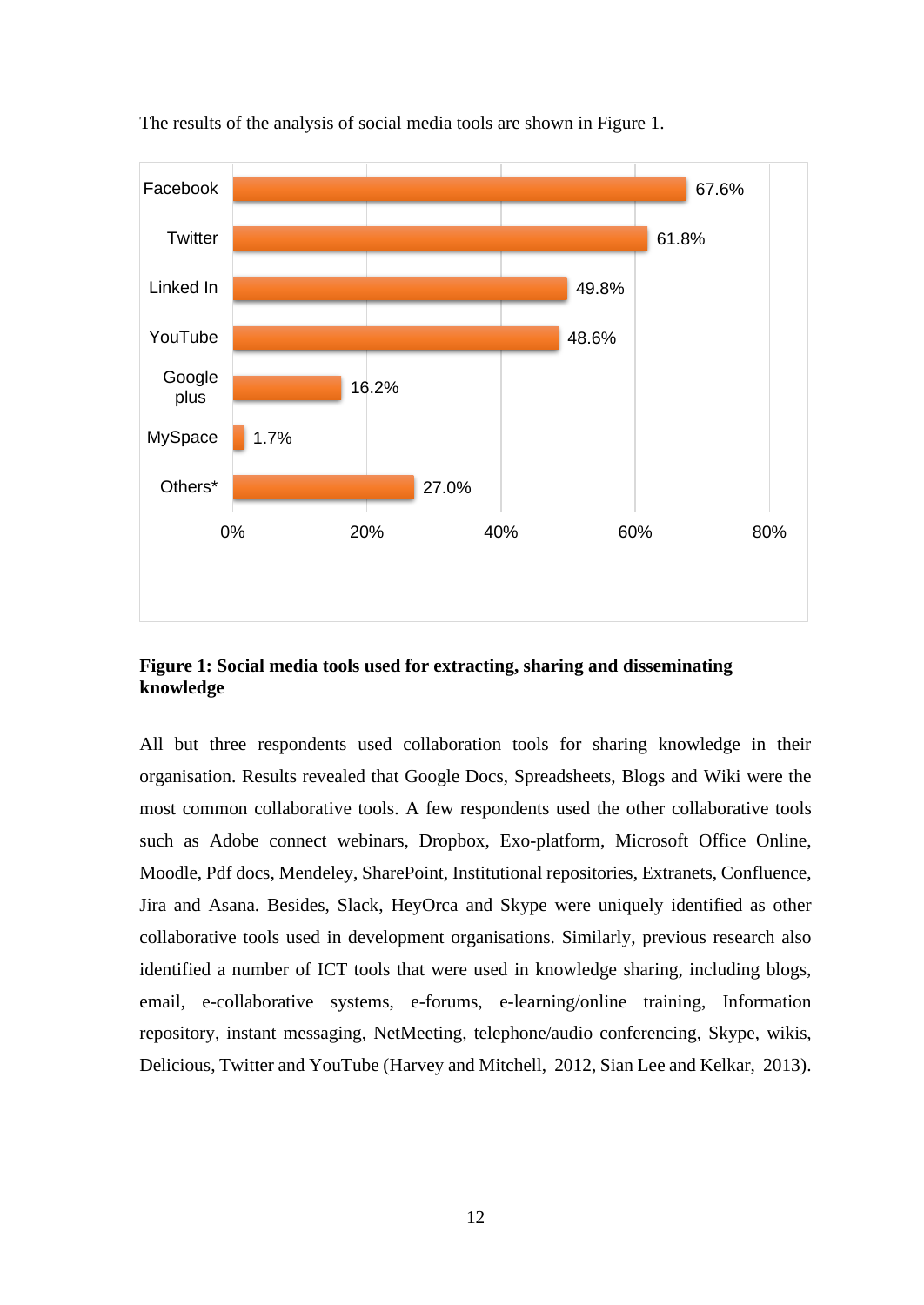The results of the analysis of social media tools are shown in Figure 1.

| Social media tool | Percentage |
|---|---|
| Facebook | 67.6% |
| Twitter | 61.8% |
| Linked In | 49.8% |
| YouTube | 48.6% |
| Google plus | 16.2% |
| MySpace | 1.7% |
| Others* | 27.0% |

**Figure 1: Social media tools used for extracting, sharing and disseminating knowledge**

All but three respondents used collaboration tools for sharing knowledge in their organisation. Results revealed that Google Docs, Spreadsheets, Blogs and Wiki were the most common collaborative tools. A few respondents used the other collaborative tools such as Adobe connect webinars, Dropbox, Exo-platform, Microsoft Office Online, Moodle, Pdf docs, Mendeley, SharePoint, Institutional repositories, Extranets, Confluence, Jira and Asana. Besides, Slack, HeyOrca and Skype were uniquely identified as other collaborative tools used in development organisations. Similarly, previous research also identified a number of ICT tools that were used in knowledge sharing, including blogs, email, e-collaborative systems, e-forums, e-learning/online training, Information repository, instant messaging, NetMeeting, telephone/audio conferencing, Skype, wikis, Delicious, Twitter and YouTube (Harvey and Mitchell, 2012, Sian Lee and Kelkar, 2013).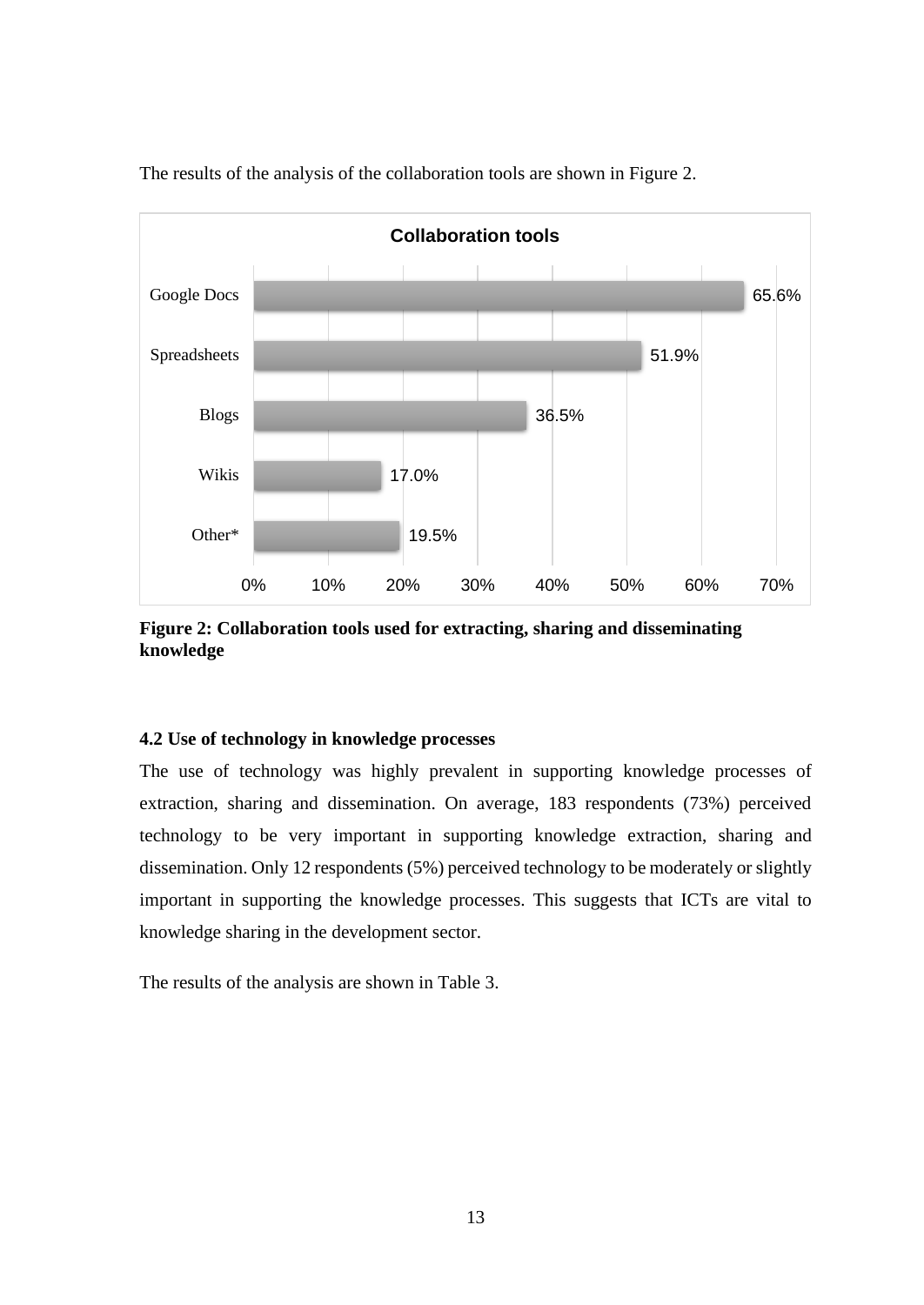The results of the analysis of the collaboration tools are shown in Figure 2.

| Collaboration tools | |
|---|---|
| Google Docs | 65.6% |
| Spreadsheets | 51.9% |
| Blogs | 36.5% |
| Wikis | 17.0% |
| Other* | 19.5% |

**Figure 2: Collaboration tools used for extracting, sharing and disseminating knowledge**

#### 4.2 Use of technology in knowledge processes

The use of technology was highly prevalent in supporting knowledge processes of extraction, sharing and dissemination. On average, 183 respondents (73%) perceived technology to be very important in supporting knowledge extraction, sharing and dissemination. Only 12 respondents (5%) perceived technology to be moderately or slightly important in supporting the knowledge processes. This suggests that ICTs are vital to knowledge sharing in the development sector.

The results of the analysis are shown in Table 3.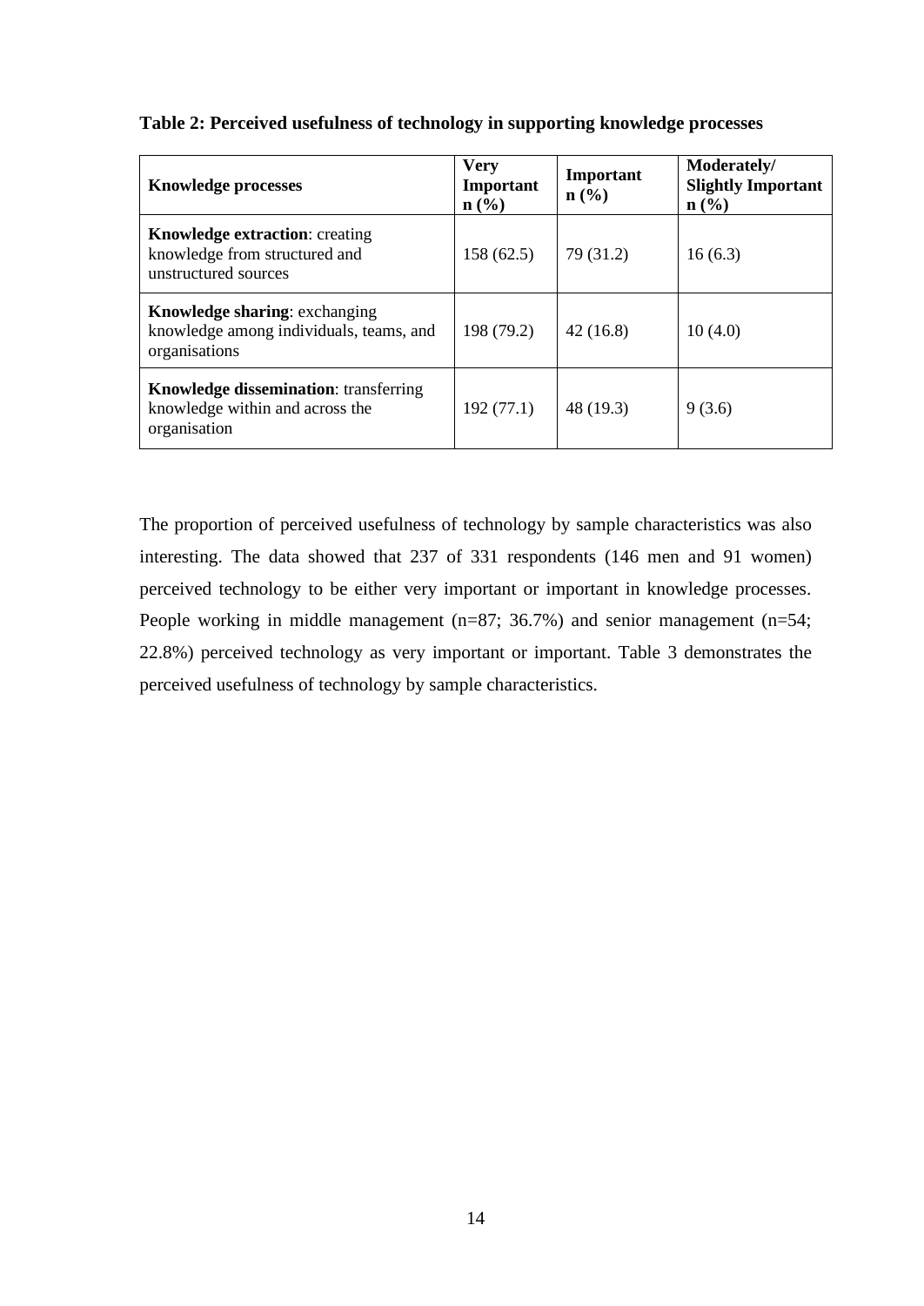**Table 2: Perceived usefulness of technology in supporting knowledge processes**

| Knowledge processes | Very Important n (%) | Important n (%) | Moderately/ Slightly Important n (%) |
|---|---|---|---|
| **Knowledge extraction**: creating knowledge from structured and unstructured sources | 158 (62.5) | 79 (31.2) | 16 (6.3) |
| **Knowledge sharing**: exchanging knowledge among individuals, teams, and organisations | 198 (79.2) | 42 (16.8) | 10 (4.0) |
| **Knowledge dissemination**: transferring knowledge within and across the organisation | 192 (77.1) | 48 (19.3) | 9 (3.6) |

The proportion of perceived usefulness of technology by sample characteristics was also interesting. The data showed that 237 of 331 respondents (146 men and 91 women) perceived technology to be either very important or important in knowledge processes. People working in middle management (n=87; 36.7%) and senior management (n=54; 22.8%) perceived technology as very important or important. Table 3 demonstrates the perceived usefulness of technology by sample characteristics.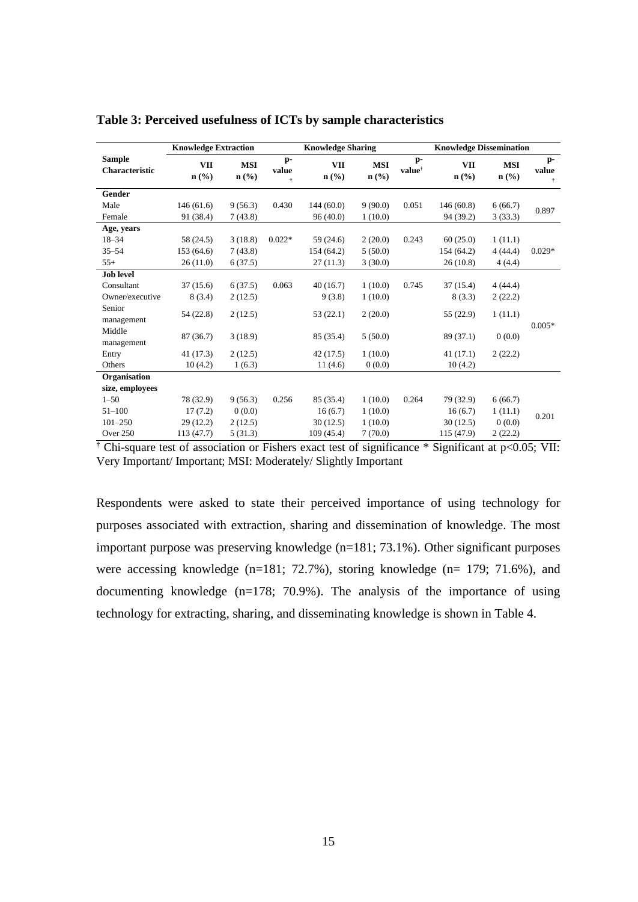**Table 3: Perceived usefulness of ICTs by sample characteristics**

| Sample Characteristic | Knowledge Extraction | | | Knowledge Sharing | | | Knowledge Dissemination | | |
|---|---|---|---|---|---|---|---|---|---|
| | VII n (%) | MSI n (%) | p-value† | VII n (%) | MSI n (%) | p-value† | VII n (%) | MSI n (%) | p-value† |
| **Gender** | | | | | | | | | |
| Male | 146 (61.6) | 9 (56.3) | 0.430 | 144 (60.0) | 9 (90.0) | 0.051 | 146 (60.8) | 6 (66.7) | 0.897 |
| Female | 91 (38.4) | 7 (43.8) | | 96 (40.0) | 1 (10.0) | | 94 (39.2) | 3 (33.3) | |
| **Age, years** | | | | | | | | | |
| 18–34 | 58 (24.5) | 3 (18.8) | 0.022* | 59 (24.6) | 2 (20.0) | 0.243 | 60 (25.0) | 1 (11.1) | |
| 35–54 | 153 (64.6) | 7 (43.8) | | 154 (64.2) | 5 (50.0) | | 154 (64.2) | 4 (44.4) | 0.029* |
| 55+ | 26 (11.0) | 6 (37.5) | | 27 (11.3) | 3 (30.0) | | 26 (10.8) | 4 (4.4) | |
| **Job level** | | | | | | | | | |
| Consultant | 37 (15.6) | 6 (37.5) | 0.063 | 40 (16.7) | 1 (10.0) | 0.745 | 37 (15.4) | 4 (44.4) | |
| Owner/executive | 8 (3.4) | 2 (12.5) | | 9 (3.8) | 1 (10.0) | | 8 (3.3) | 2 (22.2) | |
| Senior management | 54 (22.8) | 2 (12.5) | | 53 (22.1) | 2 (20.0) | | 55 (22.9) | 1 (11.1) | 0.005* |
| Middle management | 87 (36.7) | 3 (18.9) | | 85 (35.4) | 5 (50.0) | | 89 (37.1) | 0 (0.0) | |
| Entry | 41 (17.3) | 2 (12.5) | | 42 (17.5) | 1 (10.0) | | 41 (17.1) | 2 (22.2) | |
| Others | 10 (4.2) | 1 (6.3) | | 11 (4.6) | 0 (0.0) | | 10 (4.2) | | |
| **Organisation size, employees** | | | | | | | | | |
| 1–50 | 78 (32.9) | 9 (56.3) | 0.256 | 85 (35.4) | 1 (10.0) | 0.264 | 79 (32.9) | 6 (66.7) | |
| 51–100 | 17 (7.2) | 0 (0.0) | | 16 (6.7) | 1 (10.0) | | 16 (6.7) | 1 (11.1) | 0.201 |
| 101–250 | 29 (12.2) | 2 (12.5) | | 30 (12.5) | 1 (10.0) | | 30 (12.5) | 0 (0.0) | |
| Over 250 | 113 (47.7) | 5 (31.3) | | 109 (45.4) | 7 (70.0) | | 115 (47.9) | 2 (22.2) | |

† Chi-square test of association or Fishers exact test of significance * Significant at $p<0.05$; VII: Very Important/ Important; MSI: Moderately/ Slightly Important

Respondents were asked to state their perceived importance of using technology for purposes associated with extraction, sharing and dissemination of knowledge. The most important purpose was preserving knowledge (n=181; 73.1%). Other significant purposes were accessing knowledge (n=181; 72.7%), storing knowledge (n= 179; 71.6%), and documenting knowledge (n=178; 70.9%). The analysis of the importance of using technology for extracting, sharing, and disseminating knowledge is shown in Table 4.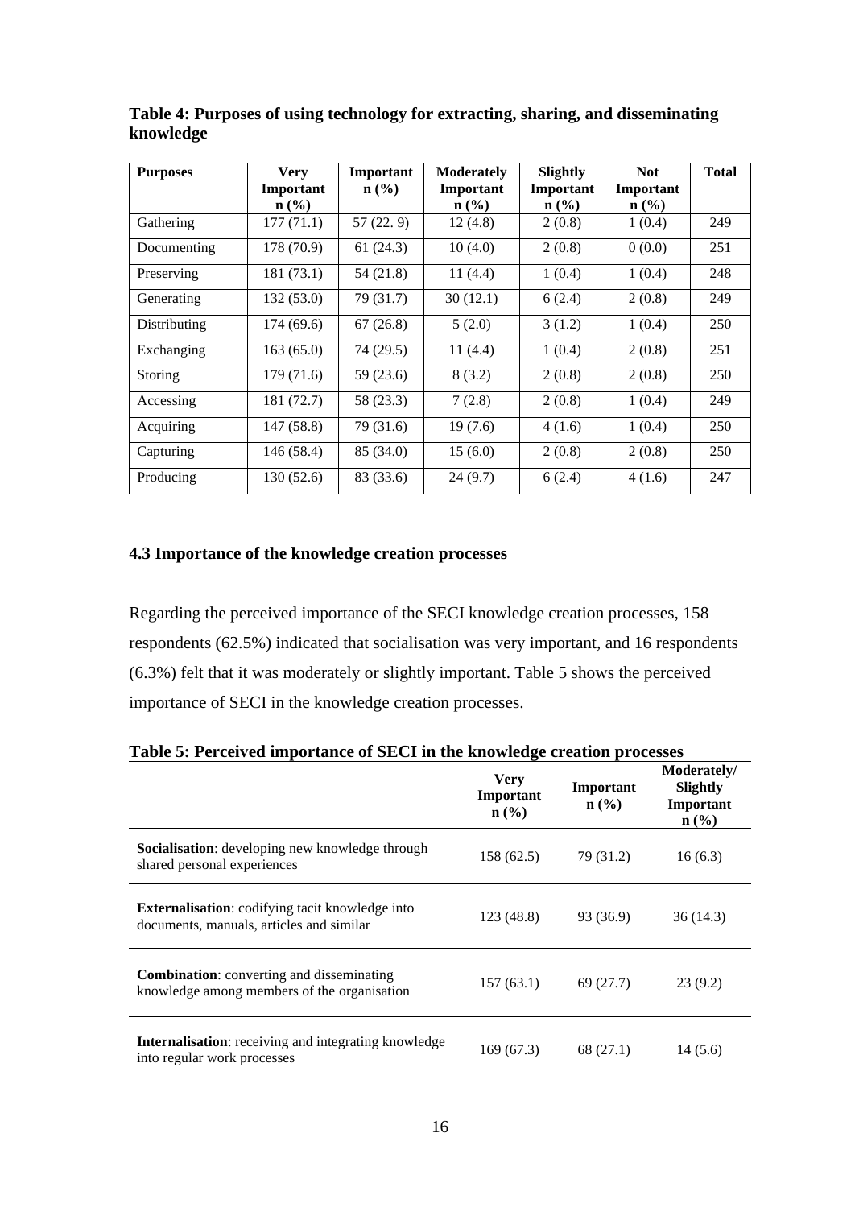**Table 4: Purposes of using technology for extracting, sharing, and disseminating knowledge**

| Purposes | Very Important n (%) | Important n (%) | Moderately Important n (%) | Slightly Important n (%) | Not Important n (%) | Total |
|---|---|---|---|---|---|---|
| Gathering | 177 (71.1) | 57 (22. 9) | 12 (4.8) | 2 (0.8) | 1 (0.4) | 249 |
| Documenting | 178 (70.9) | 61 (24.3) | 10 (4.0) | 2 (0.8) | 0 (0.0) | 251 |
| Preserving | 181 (73.1) | 54 (21.8) | 11 (4.4) | 1 (0.4) | 1 (0.4) | 248 |
| Generating | 132 (53.0) | 79 (31.7) | 30 (12.1) | 6 (2.4) | 2 (0.8) | 249 |
| Distributing | 174 (69.6) | 67 (26.8) | 5 (2.0) | 3 (1.2) | 1 (0.4) | 250 |
| Exchanging | 163 (65.0) | 74 (29.5) | 11 (4.4) | 1 (0.4) | 2 (0.8) | 251 |
| Storing | 179 (71.6) | 59 (23.6) | 8 (3.2) | 2 (0.8) | 2 (0.8) | 250 |
| Accessing | 181 (72.7) | 58 (23.3) | 7 (2.8) | 2 (0.8) | 1 (0.4) | 249 |
| Acquiring | 147 (58.8) | 79 (31.6) | 19 (7.6) | 4 (1.6) | 1 (0.4) | 250 |
| Capturing | 146 (58.4) | 85 (34.0) | 15 (6.0) | 2 (0.8) | 2 (0.8) | 250 |
| Producing | 130 (52.6) | 83 (33.6) | 24 (9.7) | 6 (2.4) | 4 (1.6) | 247 |

### 4.3 Importance of the knowledge creation processes

Regarding the perceived importance of the SECI knowledge creation processes, 158 respondents (62.5%) indicated that socialisation was very important, and 16 respondents (6.3%) felt that it was moderately or slightly important. Table 5 shows the perceived importance of SECI in the knowledge creation processes.

**Table 5: Perceived importance of SECI in the knowledge creation processes**

| | Very Important n (%) | Important n (%) | Moderately/ Slightly Important n (%) |
|---|---|---|---|
| **Socialisation**: developing new knowledge through shared personal experiences | 158 (62.5) | 79 (31.2) | 16 (6.3) |
| **Externalisation**: codifying tacit knowledge into documents, manuals, articles and similar | 123 (48.8) | 93 (36.9) | 36 (14.3) |
| **Combination**: converting and disseminating knowledge among members of the organisation | 157 (63.1) | 69 (27.7) | 23 (9.2) |
| **Internalisation**: receiving and integrating knowledge into regular work processes | 169 (67.3) | 68 (27.1) | 14 (5.6) |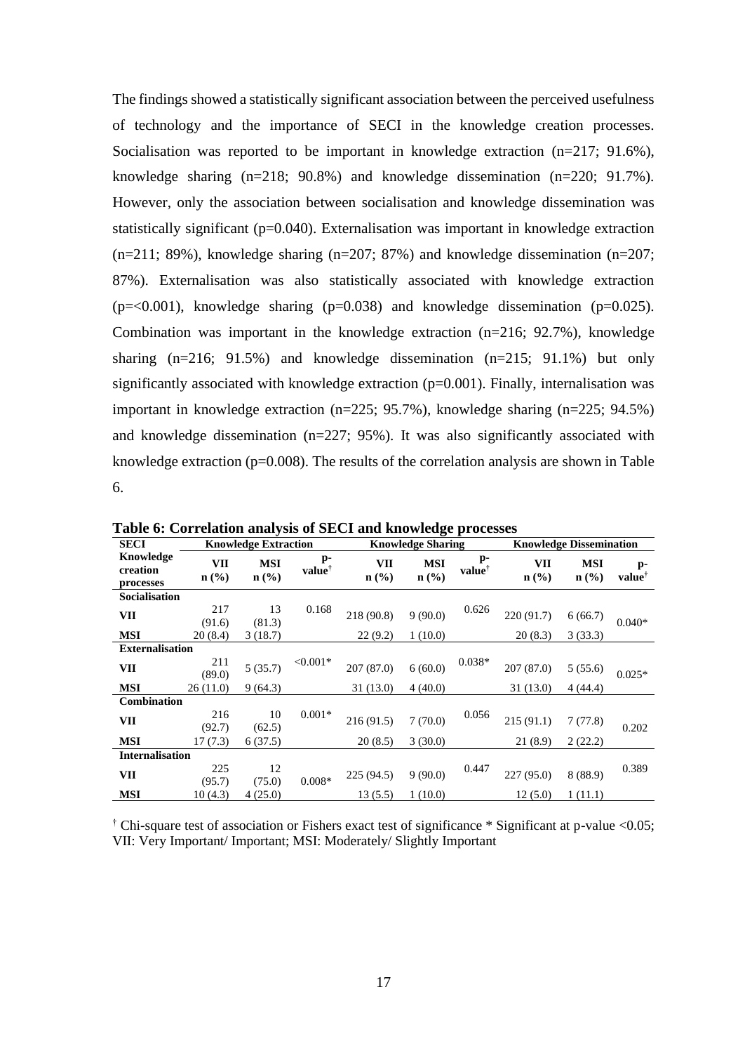The findings showed a statistically significant association between the perceived usefulness of technology and the importance of SECI in the knowledge creation processes. Socialisation was reported to be important in knowledge extraction (n=217; 91.6%), knowledge sharing (n=218; 90.8%) and knowledge dissemination (n=220; 91.7%). However, only the association between socialisation and knowledge dissemination was statistically significant (p=0.040). Externalisation was important in knowledge extraction (n=211; 89%), knowledge sharing (n=207; 87%) and knowledge dissemination (n=207; 87%). Externalisation was also statistically associated with knowledge extraction (p=<0.001), knowledge sharing (p=0.038) and knowledge dissemination (p=0.025). Combination was important in the knowledge extraction (n=216; 92.7%), knowledge sharing (n=216; 91.5%) and knowledge dissemination (n=215; 91.1%) but only significantly associated with knowledge extraction (p=0.001). Finally, internalisation was important in knowledge extraction (n=225; 95.7%), knowledge sharing (n=225; 94.5%) and knowledge dissemination (n=227; 95%). It was also significantly associated with knowledge extraction (p=0.008). The results of the correlation analysis are shown in Table 6.

**Table 6: Correlation analysis of SECI and knowledge processes**

| SECI | Knowledge Extraction | | | Knowledge Sharing | | | Knowledge Dissemination | | |
|---|---|---|---|---|---|---|---|---|---|
| Knowledge creation processes | VII n (%) | MSI n (%) | p-value† | VII n (%) | MSI n (%) | p-value† | VII n (%) | MSI n (%) | p-value† |
| **Socialisation** | | | | | | | | | |
| **VII** | 217 (91.6) | 13 (81.3) | 0.168 | 218 (90.8) | 9 (90.0) | 0.626 | 220 (91.7) | 6 (66.7) | 0.040* |
| **MSI** | 20 (8.4) | 3 (18.7) | | 22 (9.2) | 1 (10.0) | | 20 (8.3) | 3 (33.3) | |
| **Externalisation** | | | | | | | | | |
| **VII** | 211 (89.0) | 5 (35.7) | <0.001* | 207 (87.0) | 6 (60.0) | 0.038* | 207 (87.0) | 5 (55.6) | 0.025* |
| **MSI** | 26 (11.0) | 9 (64.3) | | 31 (13.0) | 4 (40.0) | | 31 (13.0) | 4 (44.4) | |
| **Combination** | | | | | | | | | |
| **VII** | 216 (92.7) | 10 (62.5) | 0.001* | 216 (91.5) | 7 (70.0) | 0.056 | 215 (91.1) | 7 (77.8) | 0.202 |
| **MSI** | 17 (7.3) | 6 (37.5) | | 20 (8.5) | 3 (30.0) | | 21 (8.9) | 2 (22.2) | |
| **Internalisation** | | | | | | | | | |
| **VII** | 225 (95.7) | 12 (75.0) | 0.008* | 225 (94.5) | 9 (90.0) | 0.447 | 227 (95.0) | 8 (88.9) | 0.389 |
| **MSI** | 10 (4.3) | 4 (25.0) | | 13 (5.5) | 1 (10.0) | | 12 (5.0) | 1 (11.1) | |

† Chi-square test of association or Fishers exact test of significance * Significant at p-value <0.05; VII: Very Important/ Important; MSI: Moderately/ Slightly Important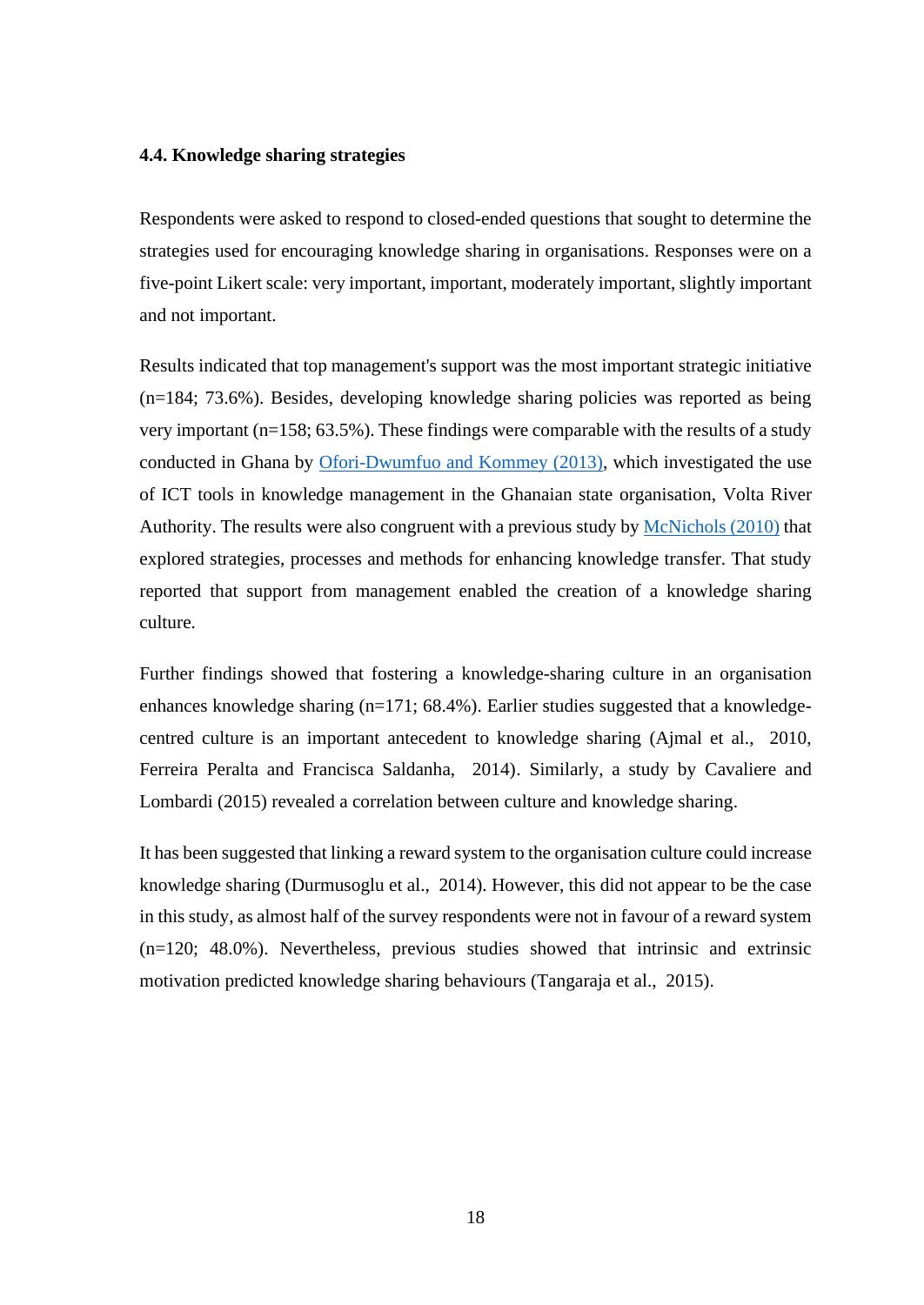### 4.4. Knowledge sharing strategies

Respondents were asked to respond to closed-ended questions that sought to determine the strategies used for encouraging knowledge sharing in organisations. Responses were on a five-point Likert scale: very important, important, moderately important, slightly important and not important.

Results indicated that top management's support was the most important strategic initiative (n=184; 73.6%). Besides, developing knowledge sharing policies was reported as being very important (n=158; 63.5%). These findings were comparable with the results of a study conducted in Ghana by Ofori-Dwumfuo and Kommey (2013), which investigated the use of ICT tools in knowledge management in the Ghanaian state organisation, Volta River Authority. The results were also congruent with a previous study by McNichols (2010) that explored strategies, processes and methods for enhancing knowledge transfer. That study reported that support from management enabled the creation of a knowledge sharing culture.

Further findings showed that fostering a knowledge-sharing culture in an organisation enhances knowledge sharing (n=171; 68.4%). Earlier studies suggested that a knowledge-centred culture is an important antecedent to knowledge sharing (Ajmal et al., 2010, Ferreira Peralta and Francisca Saldanha, 2014). Similarly, a study by Cavaliere and Lombardi (2015) revealed a correlation between culture and knowledge sharing.

It has been suggested that linking a reward system to the organisation culture could increase knowledge sharing (Durmusoglu et al., 2014). However, this did not appear to be the case in this study, as almost half of the survey respondents were not in favour of a reward system (n=120; 48.0%). Nevertheless, previous studies showed that intrinsic and extrinsic motivation predicted knowledge sharing behaviours (Tangaraja et al., 2015).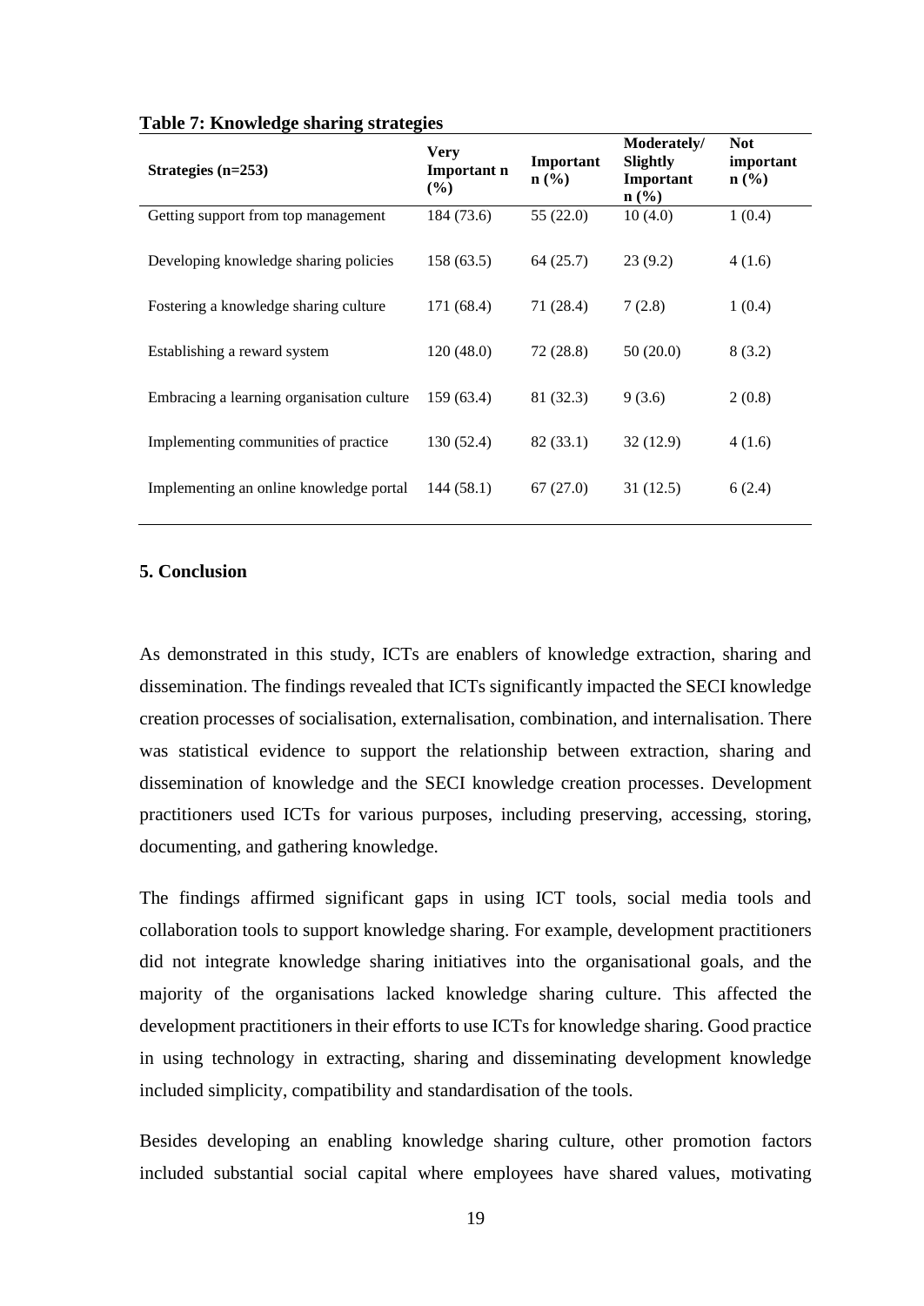**Table 7: Knowledge sharing strategies**

| Strategies (n=253) | Very Important n (%) | Important n (%) | Moderately/ Slightly Important n (%) | Not important n (%) |
|---|---|---|---|---|
| Getting support from top management | 184 (73.6) | 55 (22.0) | 10 (4.0) | 1 (0.4) |
| Developing knowledge sharing policies | 158 (63.5) | 64 (25.7) | 23 (9.2) | 4 (1.6) |
| Fostering a knowledge sharing culture | 171 (68.4) | 71 (28.4) | 7 (2.8) | 1 (0.4) |
| Establishing a reward system | 120 (48.0) | 72 (28.8) | 50 (20.0) | 8 (3.2) |
| Embracing a learning organisation culture | 159 (63.4) | 81 (32.3) | 9 (3.6) | 2 (0.8) |
| Implementing communities of practice | 130 (52.4) | 82 (33.1) | 32 (12.9) | 4 (1.6) |
| Implementing an online knowledge portal | 144 (58.1) | 67 (27.0) | 31 (12.5) | 6 (2.4) |

## 5. Conclusion

As demonstrated in this study, ICTs are enablers of knowledge extraction, sharing and dissemination. The findings revealed that ICTs significantly impacted the SECI knowledge creation processes of socialisation, externalisation, combination, and internalisation. There was statistical evidence to support the relationship between extraction, sharing and dissemination of knowledge and the SECI knowledge creation processes. Development practitioners used ICTs for various purposes, including preserving, accessing, storing, documenting, and gathering knowledge.

The findings affirmed significant gaps in using ICT tools, social media tools and collaboration tools to support knowledge sharing. For example, development practitioners did not integrate knowledge sharing initiatives into the organisational goals, and the majority of the organisations lacked knowledge sharing culture. This affected the development practitioners in their efforts to use ICTs for knowledge sharing. Good practice in using technology in extracting, sharing and disseminating development knowledge included simplicity, compatibility and standardisation of the tools.

Besides developing an enabling knowledge sharing culture, other promotion factors included substantial social capital where employees have shared values, motivating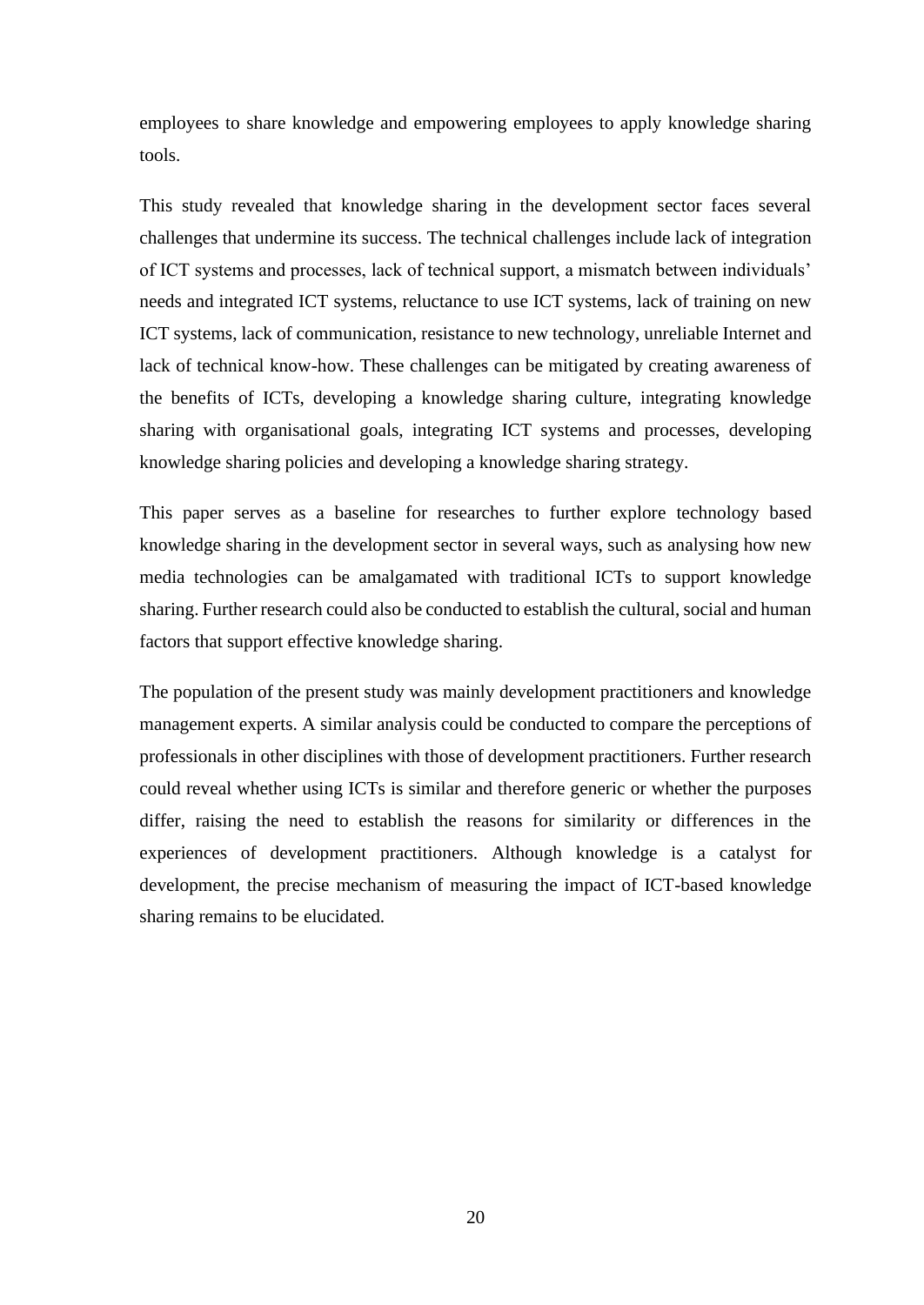employees to share knowledge and empowering employees to apply knowledge sharing tools.

This study revealed that knowledge sharing in the development sector faces several challenges that undermine its success. The technical challenges include lack of integration of ICT systems and processes, lack of technical support, a mismatch between individuals' needs and integrated ICT systems, reluctance to use ICT systems, lack of training on new ICT systems, lack of communication, resistance to new technology, unreliable Internet and lack of technical know-how. These challenges can be mitigated by creating awareness of the benefits of ICTs, developing a knowledge sharing culture, integrating knowledge sharing with organisational goals, integrating ICT systems and processes, developing knowledge sharing policies and developing a knowledge sharing strategy.

This paper serves as a baseline for researches to further explore technology based knowledge sharing in the development sector in several ways, such as analysing how new media technologies can be amalgamated with traditional ICTs to support knowledge sharing. Further research could also be conducted to establish the cultural, social and human factors that support effective knowledge sharing.

The population of the present study was mainly development practitioners and knowledge management experts. A similar analysis could be conducted to compare the perceptions of professionals in other disciplines with those of development practitioners. Further research could reveal whether using ICTs is similar and therefore generic or whether the purposes differ, raising the need to establish the reasons for similarity or differences in the experiences of development practitioners. Although knowledge is a catalyst for development, the precise mechanism of measuring the impact of ICT-based knowledge sharing remains to be elucidated.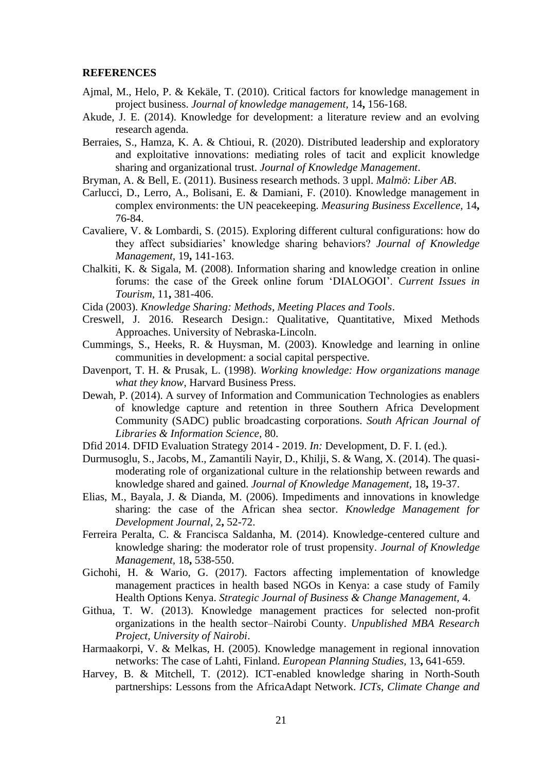## REFERENCES

Ajmal, M., Helo, P. & Kekäle, T. (2010). Critical factors for knowledge management in project business. *Journal of knowledge management,* 14**,** 156-168.

Akude, J. E. (2014). Knowledge for development: a literature review and an evolving research agenda.

Berraies, S., Hamza, K. A. & Chtioui, R. (2020). Distributed leadership and exploratory and exploitative innovations: mediating roles of tacit and explicit knowledge sharing and organizational trust. *Journal of Knowledge Management*.

Bryman, A. & Bell, E. (2011). Business research methods. 3 uppl. *Malmö: Liber AB*.

Carlucci, D., Lerro, A., Bolisani, E. & Damiani, F. (2010). Knowledge management in complex environments: the UN peacekeeping. *Measuring Business Excellence,* 14**,** 76-84.

Cavaliere, V. & Lombardi, S. (2015). Exploring different cultural configurations: how do they affect subsidiaries' knowledge sharing behaviors? *Journal of Knowledge Management,* 19**,** 141-163.

Chalkiti, K. & Sigala, M. (2008). Information sharing and knowledge creation in online forums: the case of the Greek online forum 'DIALOGOI'. *Current Issues in Tourism,* 11**,** 381-406.

Cida (2003). *Knowledge Sharing: Methods, Meeting Places and Tools*.

Creswell, J. 2016. Research Design.: Qualitative, Quantitative, Mixed Methods Approaches. University of Nebraska-Lincoln.

Cummings, S., Heeks, R. & Huysman, M. (2003). Knowledge and learning in online communities in development: a social capital perspective.

Davenport, T. H. & Prusak, L. (1998). *Working knowledge: How organizations manage what they know*, Harvard Business Press.

Dewah, P. (2014). A survey of Information and Communication Technologies as enablers of knowledge capture and retention in three Southern Africa Development Community (SADC) public broadcasting corporations. *South African Journal of Libraries & Information Science,* 80.

Dfid 2014. DFID Evaluation Strategy 2014 - 2019. *In:* Development, D. F. I. (ed.).

Durmusoglu, S., Jacobs, M., Zamantili Nayir, D., Khilji, S. & Wang, X. (2014). The quasi-moderating role of organizational culture in the relationship between rewards and knowledge shared and gained. *Journal of Knowledge Management,* 18**,** 19-37.

Elias, M., Bayala, J. & Dianda, M. (2006). Impediments and innovations in knowledge sharing: the case of the African shea sector. *Knowledge Management for Development Journal,* 2**,** 52-72.

Ferreira Peralta, C. & Francisca Saldanha, M. (2014). Knowledge-centered culture and knowledge sharing: the moderator role of trust propensity. *Journal of Knowledge Management,* 18**,** 538-550.

Gichohi, H. & Wario, G. (2017). Factors affecting implementation of knowledge management practices in health based NGOs in Kenya: a case study of Family Health Options Kenya. *Strategic Journal of Business & Change Management,* 4.

Githua, T. W. (2013). Knowledge management practices for selected non-profit organizations in the health sector–Nairobi County. *Unpublished MBA Research Project, University of Nairobi*.

Harmaakorpi, V. & Melkas, H. (2005). Knowledge management in regional innovation networks: The case of Lahti, Finland. *European Planning Studies,* 13**,** 641-659.

Harvey, B. & Mitchell, T. (2012). ICT-enabled knowledge sharing in North-South partnerships: Lessons from the AfricaAdapt Network. *ICTs, Climate Change and*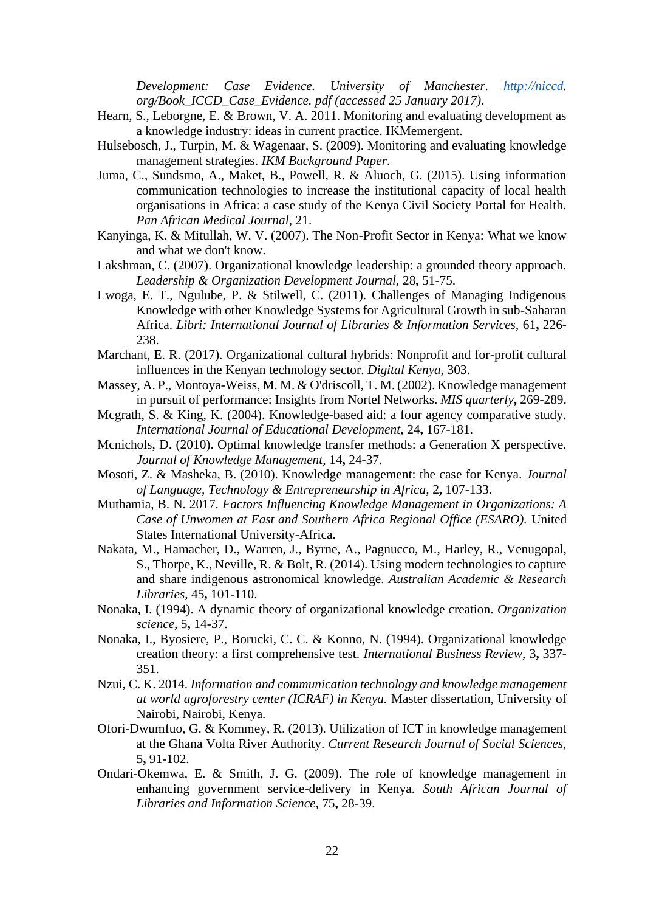*Development: Case Evidence. University of Manchester. http://niccd. org/Book_ICCD_Case_Evidence. pdf (accessed 25 January 2017)*.

Hearn, S., Leborgne, E. & Brown, V. A. 2011. Monitoring and evaluating development as a knowledge industry: ideas in current practice. IKMemergent.

Hulsebosch, J., Turpin, M. & Wagenaar, S. (2009). Monitoring and evaluating knowledge management strategies. *IKM Background Paper*.

Juma, C., Sundsmo, A., Maket, B., Powell, R. & Aluoch, G. (2015). Using information communication technologies to increase the institutional capacity of local health organisations in Africa: a case study of the Kenya Civil Society Portal for Health. *Pan African Medical Journal,* 21.

Kanyinga, K. & Mitullah, W. V. (2007). The Non-Profit Sector in Kenya: What we know and what we don't know.

Lakshman, C. (2007). Organizational knowledge leadership: a grounded theory approach. *Leadership & Organization Development Journal,* 28**,** 51-75.

Lwoga, E. T., Ngulube, P. & Stilwell, C. (2011). Challenges of Managing Indigenous Knowledge with other Knowledge Systems for Agricultural Growth in sub-Saharan Africa. *Libri: International Journal of Libraries & Information Services,* 61**,** 226-238.

Marchant, E. R. (2017). Organizational cultural hybrids: Nonprofit and for-profit cultural influences in the Kenyan technology sector. *Digital Kenya,* 303.

Massey, A. P., Montoya-Weiss, M. M. & O'driscoll, T. M. (2002). Knowledge management in pursuit of performance: Insights from Nortel Networks. *MIS quarterly***,** 269-289.

Mcgrath, S. & King, K. (2004). Knowledge-based aid: a four agency comparative study. *International Journal of Educational Development,* 24**,** 167-181.

Mcnichols, D. (2010). Optimal knowledge transfer methods: a Generation X perspective. *Journal of Knowledge Management,* 14**,** 24-37.

Mosoti, Z. & Masheka, B. (2010). Knowledge management: the case for Kenya. *Journal of Language, Technology & Entrepreneurship in Africa,* 2**,** 107-133.

Muthamia, B. N. 2017. *Factors Influencing Knowledge Management in Organizations: A Case of Unwomen at East and Southern Africa Regional Office (ESARO).* United States International University-Africa.

Nakata, M., Hamacher, D., Warren, J., Byrne, A., Pagnucco, M., Harley, R., Venugopal, S., Thorpe, K., Neville, R. & Bolt, R. (2014). Using modern technologies to capture and share indigenous astronomical knowledge. *Australian Academic & Research Libraries,* 45**,** 101-110.

Nonaka, I. (1994). A dynamic theory of organizational knowledge creation. *Organization science,* 5**,** 14-37.

Nonaka, I., Byosiere, P., Borucki, C. C. & Konno, N. (1994). Organizational knowledge creation theory: a first comprehensive test. *International Business Review,* 3**,** 337-351.

Nzui, C. K. 2014. *Information and communication technology and knowledge management at world agroforestry center (ICRAF) in Kenya.* Master dissertation, University of Nairobi, Nairobi, Kenya.

Ofori-Dwumfuo, G. & Kommey, R. (2013). Utilization of ICT in knowledge management at the Ghana Volta River Authority. *Current Research Journal of Social Sciences,* 5**,** 91-102.

Ondari-Okemwa, E. & Smith, J. G. (2009). The role of knowledge management in enhancing government service-delivery in Kenya. *South African Journal of Libraries and Information Science,* 75**,** 28-39.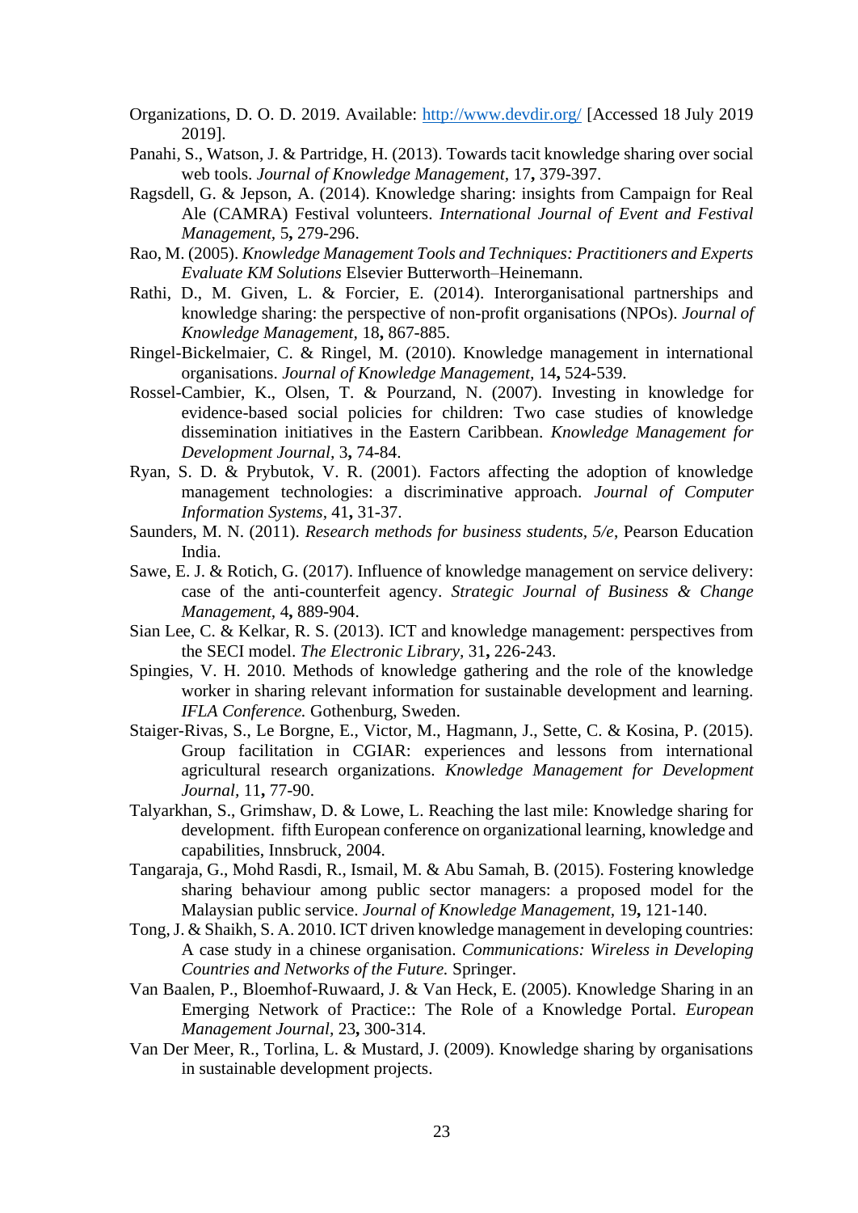Organizations, D. O. D. 2019. Available: http://www.devdir.org/ [Accessed 18 July 2019 2019].

Panahi, S., Watson, J. & Partridge, H. (2013). Towards tacit knowledge sharing over social web tools. *Journal of Knowledge Management,* 17**,** 379-397.

Ragsdell, G. & Jepson, A. (2014). Knowledge sharing: insights from Campaign for Real Ale (CAMRA) Festival volunteers. *International Journal of Event and Festival Management,* 5**,** 279-296.

Rao, M. (2005). *Knowledge Management Tools and Techniques: Practitioners and Experts Evaluate KM Solutions* Elsevier Butterworth–Heinemann.

Rathi, D., M. Given, L. & Forcier, E. (2014). Interorganisational partnerships and knowledge sharing: the perspective of non-profit organisations (NPOs). *Journal of Knowledge Management,* 18**,** 867-885.

Ringel-Bickelmaier, C. & Ringel, M. (2010). Knowledge management in international organisations. *Journal of Knowledge Management,* 14**,** 524-539.

Rossel-Cambier, K., Olsen, T. & Pourzand, N. (2007). Investing in knowledge for evidence-based social policies for children: Two case studies of knowledge dissemination initiatives in the Eastern Caribbean. *Knowledge Management for Development Journal,* 3**,** 74-84.

Ryan, S. D. & Prybutok, V. R. (2001). Factors affecting the adoption of knowledge management technologies: a discriminative approach. *Journal of Computer Information Systems,* 41**,** 31-37.

Saunders, M. N. (2011). *Research methods for business students, 5/e*, Pearson Education India.

Sawe, E. J. & Rotich, G. (2017). Influence of knowledge management on service delivery: case of the anti-counterfeit agency. *Strategic Journal of Business & Change Management,* 4**,** 889-904.

Sian Lee, C. & Kelkar, R. S. (2013). ICT and knowledge management: perspectives from the SECI model. *The Electronic Library,* 31**,** 226-243.

Spingies, V. H. 2010. Methods of knowledge gathering and the role of the knowledge worker in sharing relevant information for sustainable development and learning. *IFLA Conference.* Gothenburg, Sweden.

Staiger-Rivas, S., Le Borgne, E., Victor, M., Hagmann, J., Sette, C. & Kosina, P. (2015). Group facilitation in CGIAR: experiences and lessons from international agricultural research organizations. *Knowledge Management for Development Journal,* 11**,** 77-90.

Talyarkhan, S., Grimshaw, D. & Lowe, L. Reaching the last mile: Knowledge sharing for development. fifth European conference on organizational learning, knowledge and capabilities, Innsbruck, 2004.

Tangaraja, G., Mohd Rasdi, R., Ismail, M. & Abu Samah, B. (2015). Fostering knowledge sharing behaviour among public sector managers: a proposed model for the Malaysian public service. *Journal of Knowledge Management,* 19**,** 121-140.

Tong, J. & Shaikh, S. A. 2010. ICT driven knowledge management in developing countries: A case study in a chinese organisation. *Communications: Wireless in Developing Countries and Networks of the Future.* Springer.

Van Baalen, P., Bloemhof-Ruwaard, J. & Van Heck, E. (2005). Knowledge Sharing in an Emerging Network of Practice:: The Role of a Knowledge Portal. *European Management Journal,* 23**,** 300-314.

Van Der Meer, R., Torlina, L. & Mustard, J. (2009). Knowledge sharing by organisations in sustainable development projects.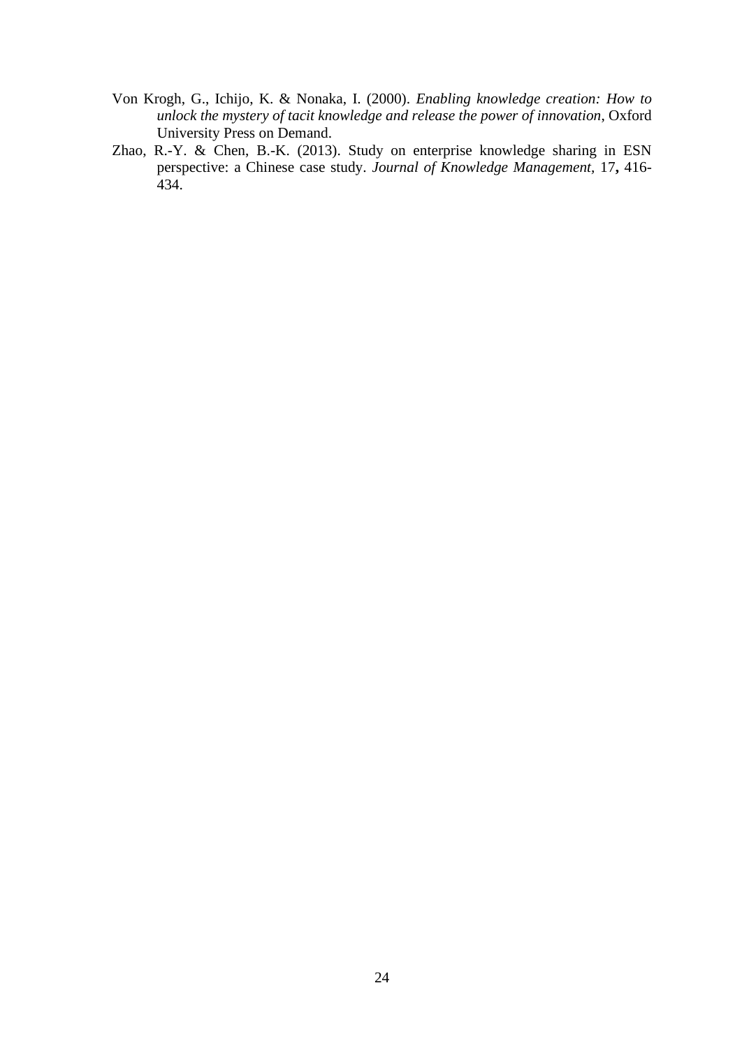Von Krogh, G., Ichijo, K. & Nonaka, I. (2000). *Enabling knowledge creation: How to unlock the mystery of tacit knowledge and release the power of innovation*, Oxford University Press on Demand.

Zhao, R.-Y. & Chen, B.-K. (2013). Study on enterprise knowledge sharing in ESN perspective: a Chinese case study. *Journal of Knowledge Management*, 17**,** 416-434.